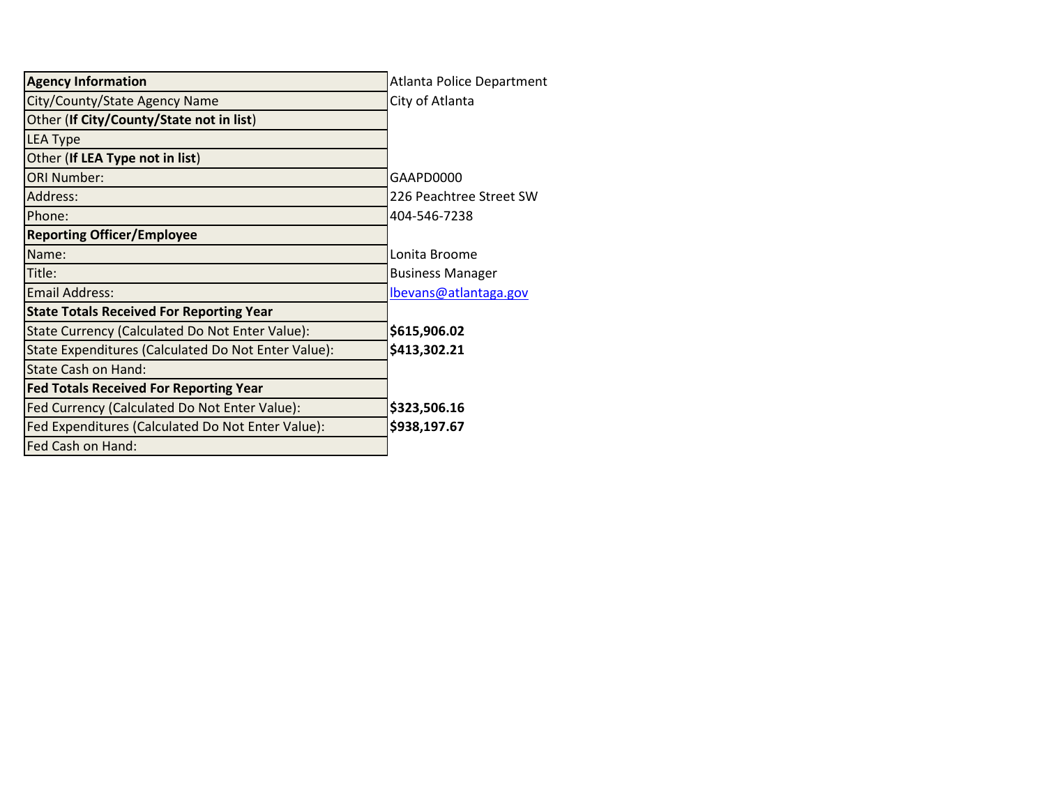| Agency Information | Atlanta Police Department |
| --- | --- |
| City/County/State Agency Name | City of Atlanta |
| Other (**If City/County/State not in list**) | |
| LEA Type | |
| Other (**If LEA Type not in list**) | |
| ORI Number: | GAAPD0000 |
| Address: | 226 Peachtree Street SW |
| Phone: | 404-546-7238 |
| **Reporting Officer/Employee** | |
| Name: | Lonita Broome |
| Title: | Business Manager |
| Email Address: | lbevans@atlantaga.gov |
| **State Totals Received For Reporting Year** | |
| State Currency (Calculated Do Not Enter Value): | **$615,906.02** |
| State Expenditures (Calculated Do Not Enter Value): | **$413,302.21** |
| State Cash on Hand: | |
| **Fed Totals Received For Reporting Year** | |
| Fed Currency (Calculated Do Not Enter Value): | **$323,506.16** |
| Fed Expenditures (Calculated Do Not Enter Value): | **$938,197.67** |
| Fed Cash on Hand: | |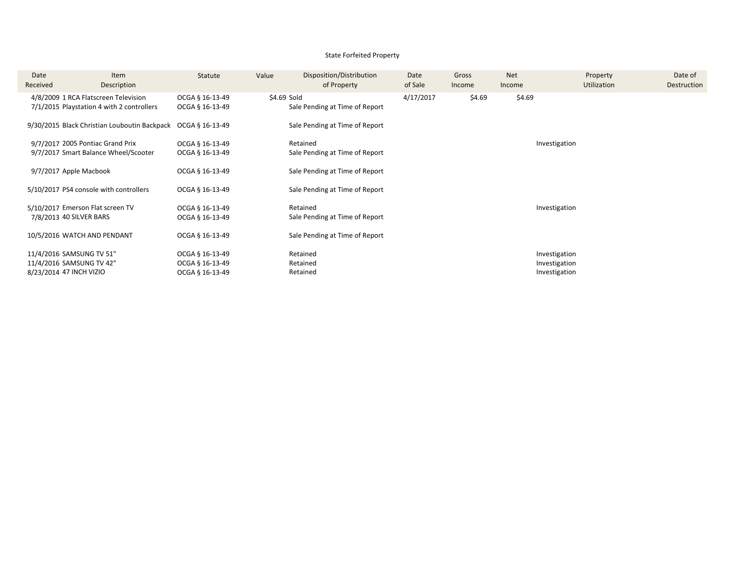State Forfeited Property

| Date Received | Item Description | Statute | Value | Disposition/Distribution of Property | Date of Sale | Gross Income | Net Income | Property Utilization | Date of Destruction |
|---|---|---|---|---|---|---|---|---|---|
| 4/8/2009 | 1 RCA Flatscreen Television | OCGA § 16-13-49 | $4.69 | Sold | 4/17/2017 | $4.69 | $4.69 | | |
| 7/1/2015 | Playstation 4 with 2 controllers | OCGA § 16-13-49 | | Sale Pending at Time of Report | | | | | |
| 9/30/2015 | Black Christian Louboutin Backpack | OCGA § 16-13-49 | | Sale Pending at Time of Report | | | | | |
| 9/7/2017 | 2005 Pontiac Grand Prix | OCGA § 16-13-49 | | Retained | | | | Investigation | |
| 9/7/2017 | Smart Balance Wheel/Scooter | OCGA § 16-13-49 | | Sale Pending at Time of Report | | | | | |
| 9/7/2017 | Apple Macbook | OCGA § 16-13-49 | | Sale Pending at Time of Report | | | | | |
| 5/10/2017 | PS4 console with controllers | OCGA § 16-13-49 | | Sale Pending at Time of Report | | | | | |
| 5/10/2017 | Emerson Flat screen TV | OCGA § 16-13-49 | | Retained | | | | Investigation | |
| 7/8/2013 | 40 SILVER BARS | OCGA § 16-13-49 | | Sale Pending at Time of Report | | | | | |
| 10/5/2016 | WATCH AND PENDANT | OCGA § 16-13-49 | | Sale Pending at Time of Report | | | | | |
| 11/4/2016 | SAMSUNG TV 51" | OCGA § 16-13-49 | | Retained | | | | Investigation | |
| 11/4/2016 | SAMSUNG TV 42" | OCGA § 16-13-49 | | Retained | | | | Investigation | |
| 8/23/2014 | 47 INCH VIZIO | OCGA § 16-13-49 | | Retained | | | | Investigation | |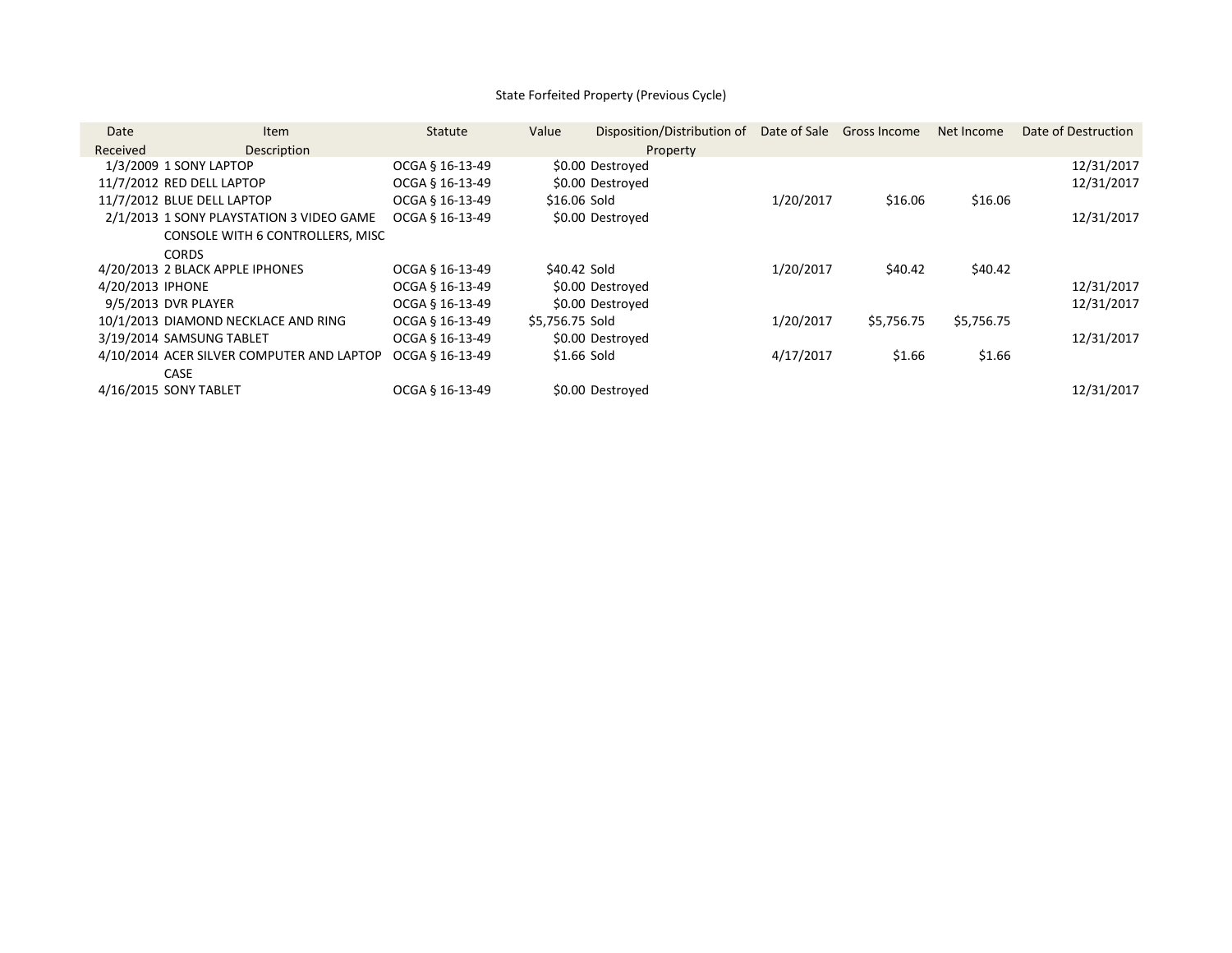State Forfeited Property (Previous Cycle)

| Date Received | Item Description | Statute | Value | Disposition/Distribution of Property | Date of Sale | Gross Income | Net Income | Date of Destruction |
|---|---|---|---|---|---|---|---|---|
| 1/3/2009 | 1 SONY LAPTOP | OCGA § 16-13-49 | $0.00 | Destroyed | | | | 12/31/2017 |
| 11/7/2012 | RED DELL LAPTOP | OCGA § 16-13-49 | $0.00 | Destroyed | | | | 12/31/2017 |
| 11/7/2012 | BLUE DELL LAPTOP | OCGA § 16-13-49 | $16.06 | Sold | 1/20/2017 | $16.06 | $16.06 | |
| 2/1/2013 | 1 SONY PLAYSTATION 3 VIDEO GAME CONSOLE WITH 6 CONTROLLERS, MISC CORDS | OCGA § 16-13-49 | $0.00 | Destroyed | | | | 12/31/2017 |
| 4/20/2013 | 2 BLACK APPLE IPHONES | OCGA § 16-13-49 | $40.42 | Sold | 1/20/2017 | $40.42 | $40.42 | |
| 4/20/2013 | IPHONE | OCGA § 16-13-49 | $0.00 | Destroyed | | | | 12/31/2017 |
| 9/5/2013 | DVR PLAYER | OCGA § 16-13-49 | $0.00 | Destroyed | | | | 12/31/2017 |
| 10/1/2013 | DIAMOND NECKLACE AND RING | OCGA § 16-13-49 | $5,756.75 | Sold | 1/20/2017 | $5,756.75 | $5,756.75 | |
| 3/19/2014 | SAMSUNG TABLET | OCGA § 16-13-49 | $0.00 | Destroyed | | | | 12/31/2017 |
| 4/10/2014 | ACER SILVER COMPUTER AND LAPTOP CASE | OCGA § 16-13-49 | $1.66 | Sold | 4/17/2017 | $1.66 | $1.66 | |
| 4/16/2015 | SONY TABLET | OCGA § 16-13-49 | $0.00 | Destroyed | | | | 12/31/2017 |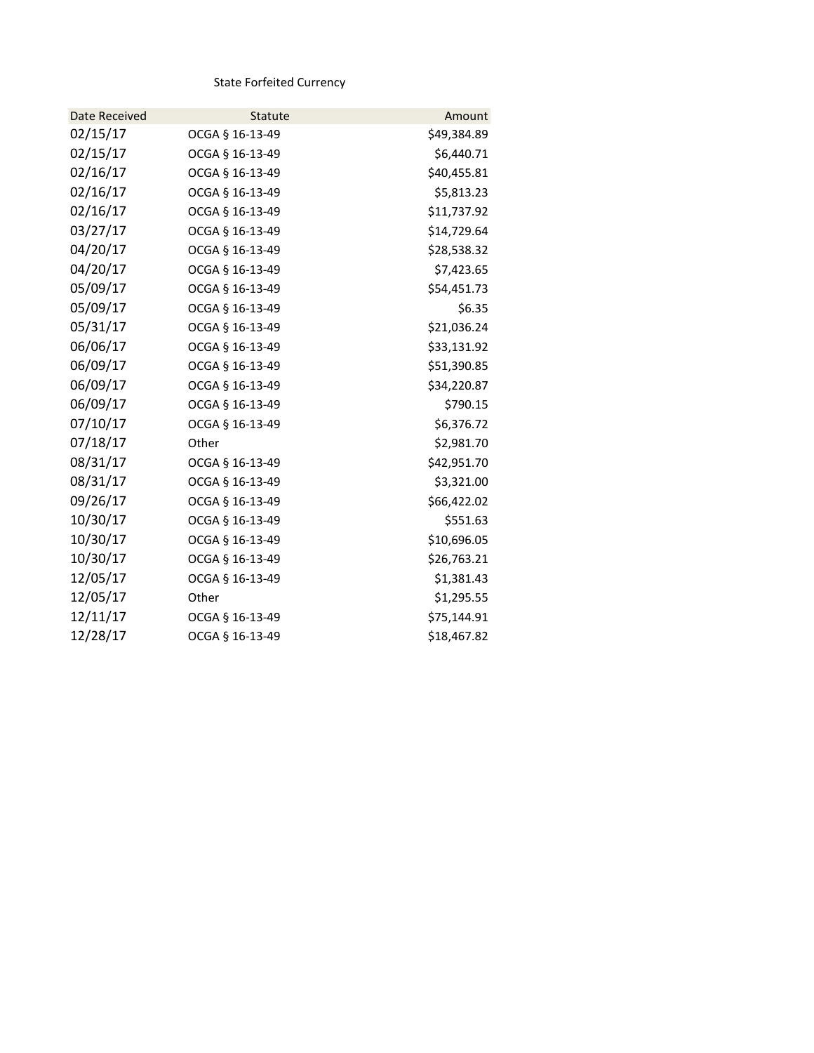State Forfeited Currency

| Date Received | Statute | Amount |
|---|---|---|
| 02/15/17 | OCGA § 16-13-49 | $49,384.89 |
| 02/15/17 | OCGA § 16-13-49 | $6,440.71 |
| 02/16/17 | OCGA § 16-13-49 | $40,455.81 |
| 02/16/17 | OCGA § 16-13-49 | $5,813.23 |
| 02/16/17 | OCGA § 16-13-49 | $11,737.92 |
| 03/27/17 | OCGA § 16-13-49 | $14,729.64 |
| 04/20/17 | OCGA § 16-13-49 | $28,538.32 |
| 04/20/17 | OCGA § 16-13-49 | $7,423.65 |
| 05/09/17 | OCGA § 16-13-49 | $54,451.73 |
| 05/09/17 | OCGA § 16-13-49 | $6.35 |
| 05/31/17 | OCGA § 16-13-49 | $21,036.24 |
| 06/06/17 | OCGA § 16-13-49 | $33,131.92 |
| 06/09/17 | OCGA § 16-13-49 | $51,390.85 |
| 06/09/17 | OCGA § 16-13-49 | $34,220.87 |
| 06/09/17 | OCGA § 16-13-49 | $790.15 |
| 07/10/17 | OCGA § 16-13-49 | $6,376.72 |
| 07/18/17 | Other | $2,981.70 |
| 08/31/17 | OCGA § 16-13-49 | $42,951.70 |
| 08/31/17 | OCGA § 16-13-49 | $3,321.00 |
| 09/26/17 | OCGA § 16-13-49 | $66,422.02 |
| 10/30/17 | OCGA § 16-13-49 | $551.63 |
| 10/30/17 | OCGA § 16-13-49 | $10,696.05 |
| 10/30/17 | OCGA § 16-13-49 | $26,763.21 |
| 12/05/17 | OCGA § 16-13-49 | $1,381.43 |
| 12/05/17 | Other | $1,295.55 |
| 12/11/17 | OCGA § 16-13-49 | $75,144.91 |
| 12/28/17 | OCGA § 16-13-49 | $18,467.82 |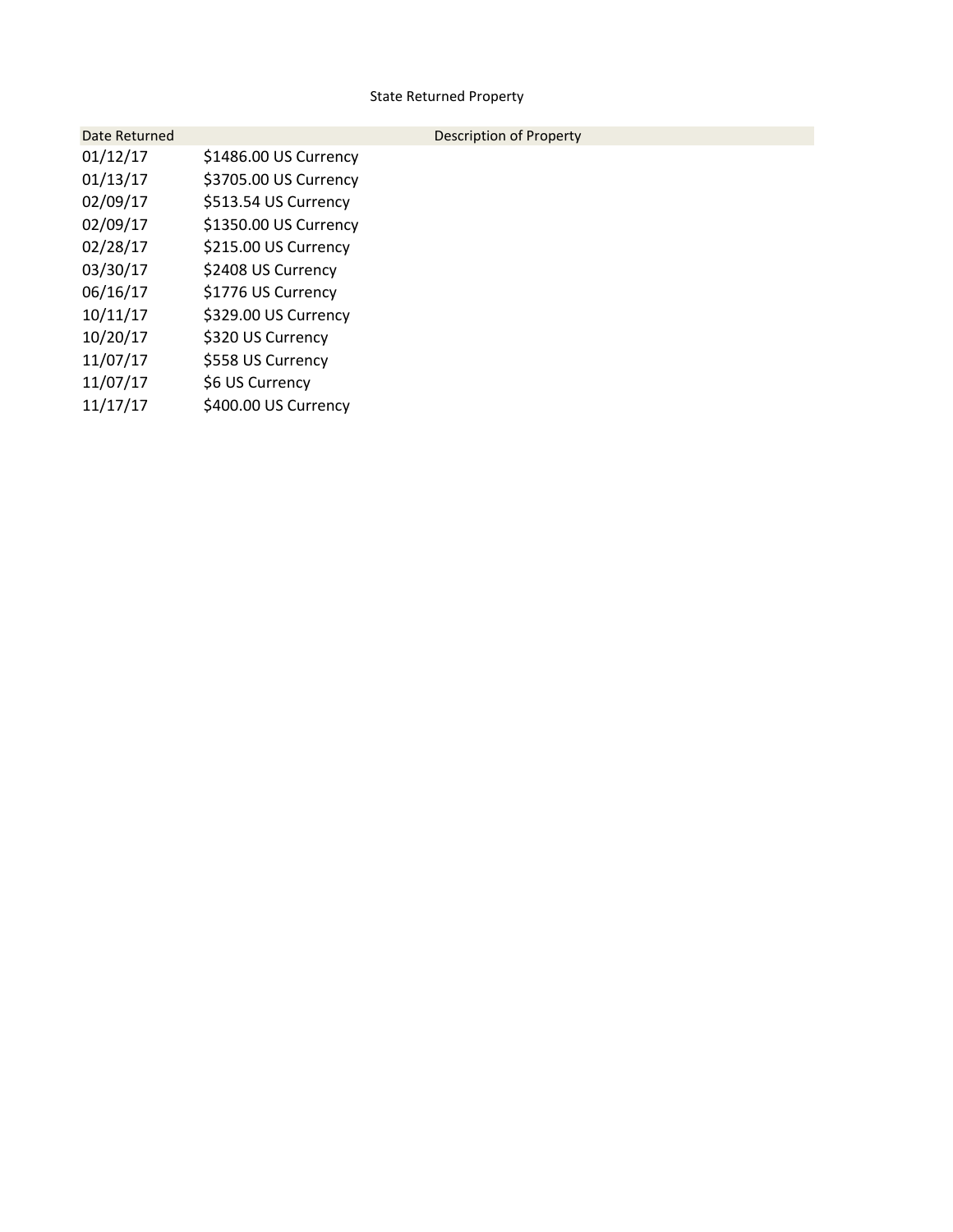State Returned Property

| Date Returned | Description of Property |
| --- | --- |
| 01/12/17 | $1486.00 US Currency |
| 01/13/17 | $3705.00 US Currency |
| 02/09/17 | $513.54 US Currency |
| 02/09/17 | $1350.00 US Currency |
| 02/28/17 | $215.00 US Currency |
| 03/30/17 | $2408 US Currency |
| 06/16/17 | $1776 US Currency |
| 10/11/17 | $329.00 US Currency |
| 10/20/17 | $320 US Currency |
| 11/07/17 | $558 US Currency |
| 11/07/17 | $6 US Currency |
| 11/17/17 | $400.00 US Currency |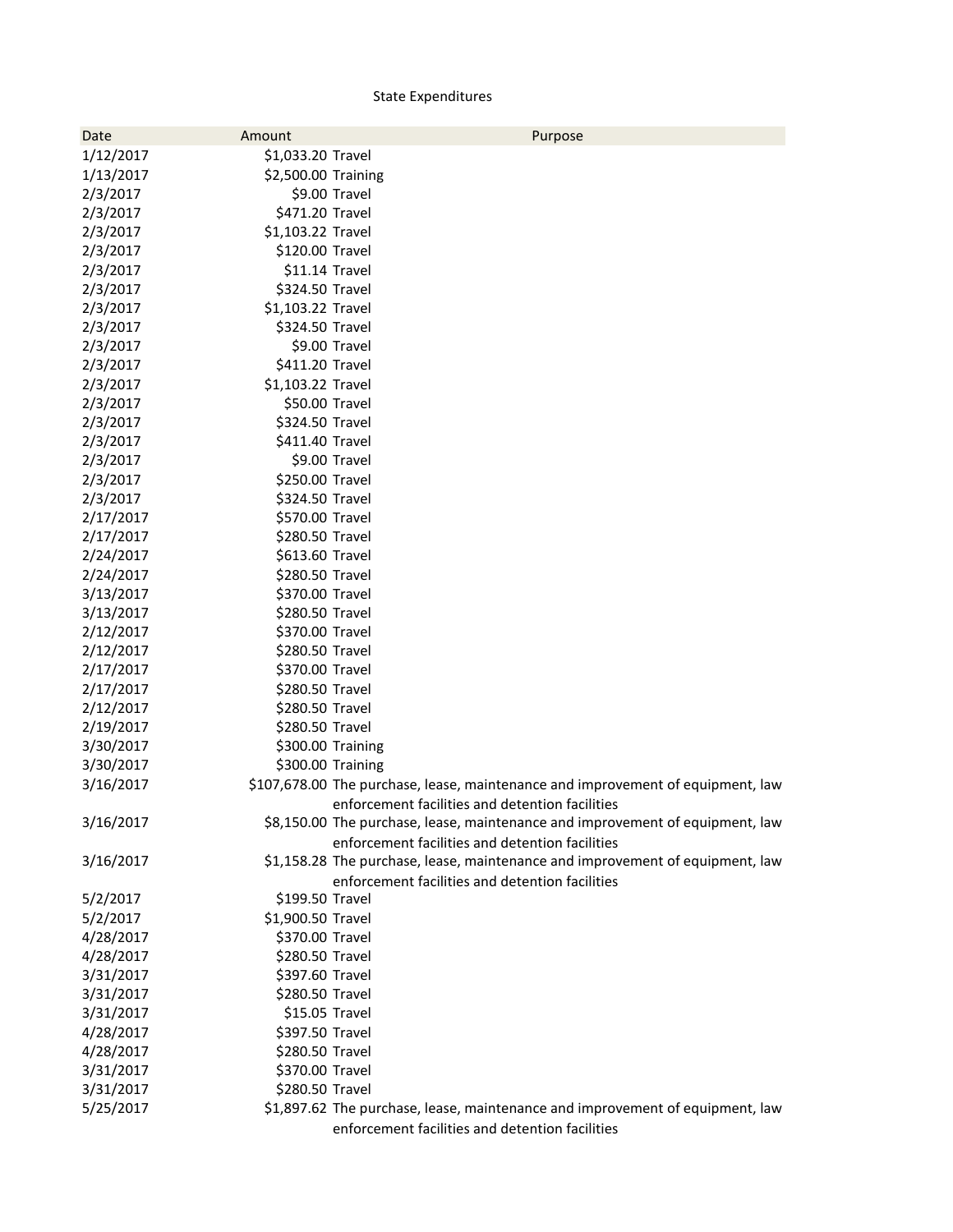State Expenditures

| Date | Amount | Purpose |
|---|---|---|
| 1/12/2017 | $1,033.20 | Travel |
| 1/13/2017 | $2,500.00 | Training |
| 2/3/2017 | $9.00 | Travel |
| 2/3/2017 | $471.20 | Travel |
| 2/3/2017 | $1,103.22 | Travel |
| 2/3/2017 | $120.00 | Travel |
| 2/3/2017 | $11.14 | Travel |
| 2/3/2017 | $324.50 | Travel |
| 2/3/2017 | $1,103.22 | Travel |
| 2/3/2017 | $324.50 | Travel |
| 2/3/2017 | $9.00 | Travel |
| 2/3/2017 | $411.20 | Travel |
| 2/3/2017 | $1,103.22 | Travel |
| 2/3/2017 | $50.00 | Travel |
| 2/3/2017 | $324.50 | Travel |
| 2/3/2017 | $411.40 | Travel |
| 2/3/2017 | $9.00 | Travel |
| 2/3/2017 | $250.00 | Travel |
| 2/3/2017 | $324.50 | Travel |
| 2/17/2017 | $570.00 | Travel |
| 2/17/2017 | $280.50 | Travel |
| 2/24/2017 | $613.60 | Travel |
| 2/24/2017 | $280.50 | Travel |
| 3/13/2017 | $370.00 | Travel |
| 3/13/2017 | $280.50 | Travel |
| 2/12/2017 | $370.00 | Travel |
| 2/12/2017 | $280.50 | Travel |
| 2/17/2017 | $370.00 | Travel |
| 2/17/2017 | $280.50 | Travel |
| 2/12/2017 | $280.50 | Travel |
| 2/19/2017 | $280.50 | Travel |
| 3/30/2017 | $300.00 | Training |
| 3/30/2017 | $300.00 | Training |
| 3/16/2017 | $107,678.00 | The purchase, lease, maintenance and improvement of equipment, law enforcement facilities and detention facilities |
| 3/16/2017 | $8,150.00 | The purchase, lease, maintenance and improvement of equipment, law enforcement facilities and detention facilities |
| 3/16/2017 | $1,158.28 | The purchase, lease, maintenance and improvement of equipment, law enforcement facilities and detention facilities |
| 5/2/2017 | $199.50 | Travel |
| 5/2/2017 | $1,900.50 | Travel |
| 4/28/2017 | $370.00 | Travel |
| 4/28/2017 | $280.50 | Travel |
| 3/31/2017 | $397.60 | Travel |
| 3/31/2017 | $280.50 | Travel |
| 3/31/2017 | $15.05 | Travel |
| 4/28/2017 | $397.50 | Travel |
| 4/28/2017 | $280.50 | Travel |
| 3/31/2017 | $370.00 | Travel |
| 3/31/2017 | $280.50 | Travel |
| 5/25/2017 | $1,897.62 | The purchase, lease, maintenance and improvement of equipment, law enforcement facilities and detention facilities |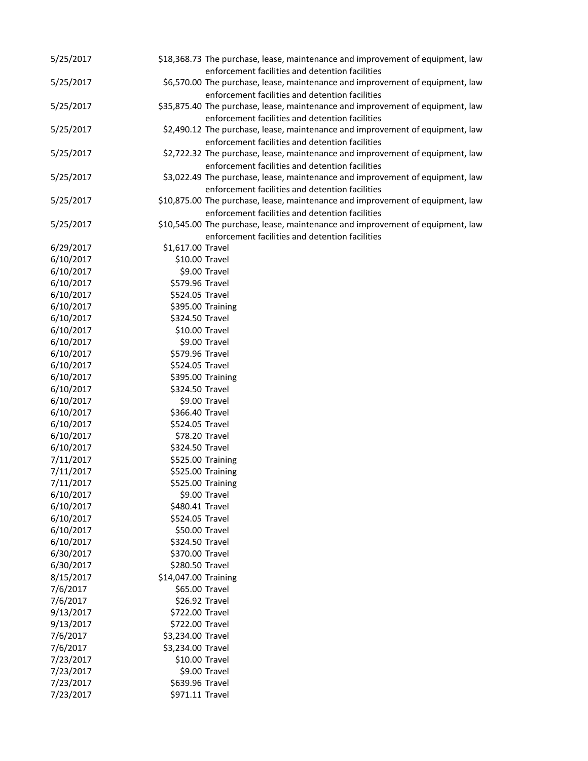| | | |
|---|---|---|
| 5/25/2017 | $18,368.73 | The purchase, lease, maintenance and improvement of equipment, law enforcement facilities and detention facilities |
| 5/25/2017 | $6,570.00 | The purchase, lease, maintenance and improvement of equipment, law enforcement facilities and detention facilities |
| 5/25/2017 | $35,875.40 | The purchase, lease, maintenance and improvement of equipment, law enforcement facilities and detention facilities |
| 5/25/2017 | $2,490.12 | The purchase, lease, maintenance and improvement of equipment, law enforcement facilities and detention facilities |
| 5/25/2017 | $2,722.32 | The purchase, lease, maintenance and improvement of equipment, law enforcement facilities and detention facilities |
| 5/25/2017 | $3,022.49 | The purchase, lease, maintenance and improvement of equipment, law enforcement facilities and detention facilities |
| 5/25/2017 | $10,875.00 | The purchase, lease, maintenance and improvement of equipment, law enforcement facilities and detention facilities |
| 5/25/2017 | $10,545.00 | The purchase, lease, maintenance and improvement of equipment, law enforcement facilities and detention facilities |
| 6/29/2017 | $1,617.00 | Travel |
| 6/10/2017 | $10.00 | Travel |
| 6/10/2017 | $9.00 | Travel |
| 6/10/2017 | $579.96 | Travel |
| 6/10/2017 | $524.05 | Travel |
| 6/10/2017 | $395.00 | Training |
| 6/10/2017 | $324.50 | Travel |
| 6/10/2017 | $10.00 | Travel |
| 6/10/2017 | $9.00 | Travel |
| 6/10/2017 | $579.96 | Travel |
| 6/10/2017 | $524.05 | Travel |
| 6/10/2017 | $395.00 | Training |
| 6/10/2017 | $324.50 | Travel |
| 6/10/2017 | $9.00 | Travel |
| 6/10/2017 | $366.40 | Travel |
| 6/10/2017 | $524.05 | Travel |
| 6/10/2017 | $78.20 | Travel |
| 6/10/2017 | $324.50 | Travel |
| 7/11/2017 | $525.00 | Training |
| 7/11/2017 | $525.00 | Training |
| 7/11/2017 | $525.00 | Training |
| 6/10/2017 | $9.00 | Travel |
| 6/10/2017 | $480.41 | Travel |
| 6/10/2017 | $524.05 | Travel |
| 6/10/2017 | $50.00 | Travel |
| 6/10/2017 | $324.50 | Travel |
| 6/30/2017 | $370.00 | Travel |
| 6/30/2017 | $280.50 | Travel |
| 8/15/2017 | $14,047.00 | Training |
| 7/6/2017 | $65.00 | Travel |
| 7/6/2017 | $26.92 | Travel |
| 9/13/2017 | $722.00 | Travel |
| 9/13/2017 | $722.00 | Travel |
| 7/6/2017 | $3,234.00 | Travel |
| 7/6/2017 | $3,234.00 | Travel |
| 7/23/2017 | $10.00 | Travel |
| 7/23/2017 | $9.00 | Travel |
| 7/23/2017 | $639.96 | Travel |
| 7/23/2017 | $971.11 | Travel |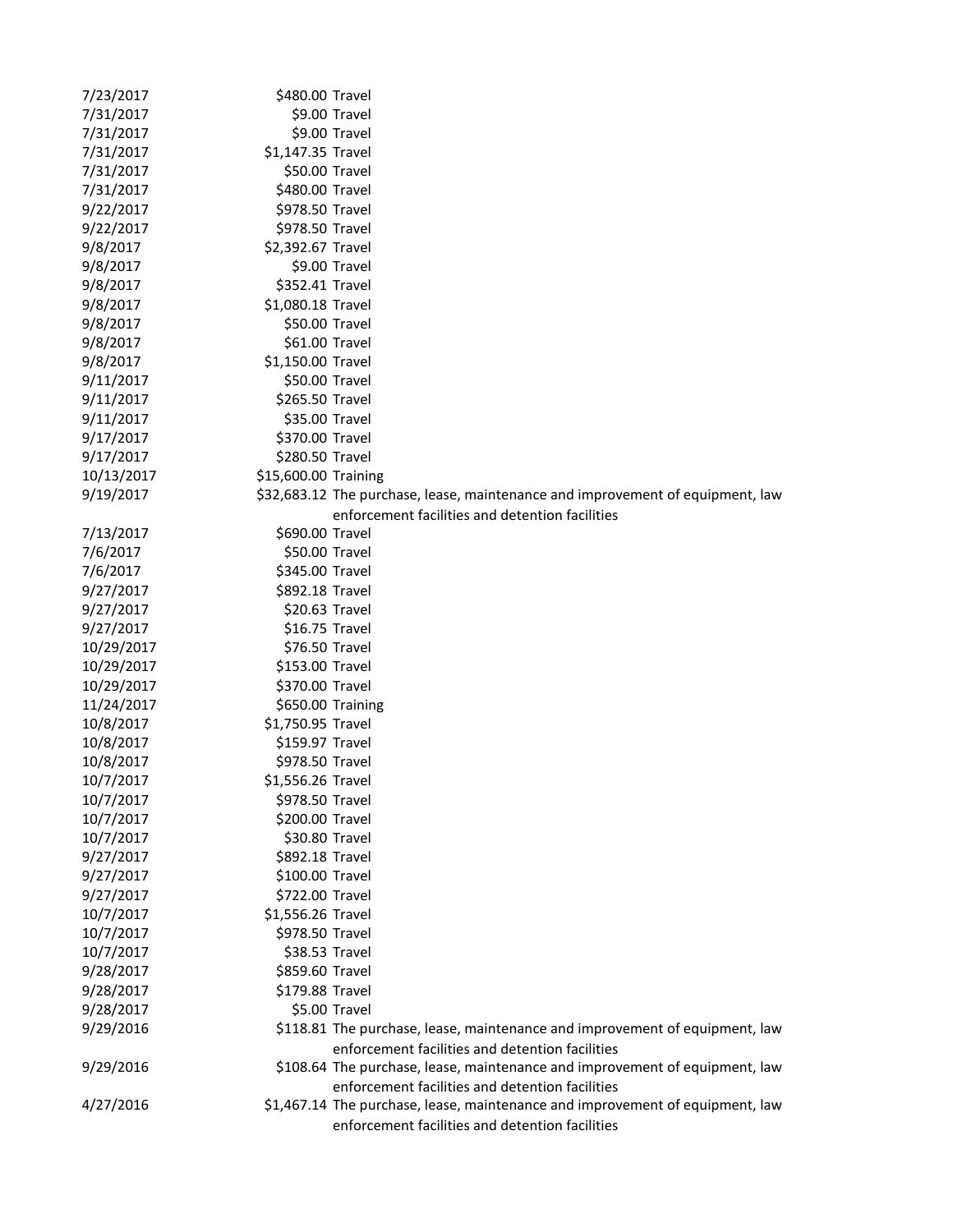| | | |
|---|---|---|
| 7/23/2017 | $480.00 | Travel |
| 7/31/2017 | $9.00 | Travel |
| 7/31/2017 | $9.00 | Travel |
| 7/31/2017 | $1,147.35 | Travel |
| 7/31/2017 | $50.00 | Travel |
| 7/31/2017 | $480.00 | Travel |
| 9/22/2017 | $978.50 | Travel |
| 9/22/2017 | $978.50 | Travel |
| 9/8/2017 | $2,392.67 | Travel |
| 9/8/2017 | $9.00 | Travel |
| 9/8/2017 | $352.41 | Travel |
| 9/8/2017 | $1,080.18 | Travel |
| 9/8/2017 | $50.00 | Travel |
| 9/8/2017 | $61.00 | Travel |
| 9/8/2017 | $1,150.00 | Travel |
| 9/11/2017 | $50.00 | Travel |
| 9/11/2017 | $265.50 | Travel |
| 9/11/2017 | $35.00 | Travel |
| 9/17/2017 | $370.00 | Travel |
| 9/17/2017 | $280.50 | Travel |
| 10/13/2017 | $15,600.00 | Training |
| 9/19/2017 | $32,683.12 | The purchase, lease, maintenance and improvement of equipment, law enforcement facilities and detention facilities |
| 7/13/2017 | $690.00 | Travel |
| 7/6/2017 | $50.00 | Travel |
| 7/6/2017 | $345.00 | Travel |
| 9/27/2017 | $892.18 | Travel |
| 9/27/2017 | $20.63 | Travel |
| 9/27/2017 | $16.75 | Travel |
| 10/29/2017 | $76.50 | Travel |
| 10/29/2017 | $153.00 | Travel |
| 10/29/2017 | $370.00 | Travel |
| 11/24/2017 | $650.00 | Training |
| 10/8/2017 | $1,750.95 | Travel |
| 10/8/2017 | $159.97 | Travel |
| 10/8/2017 | $978.50 | Travel |
| 10/7/2017 | $1,556.26 | Travel |
| 10/7/2017 | $978.50 | Travel |
| 10/7/2017 | $200.00 | Travel |
| 10/7/2017 | $30.80 | Travel |
| 9/27/2017 | $892.18 | Travel |
| 9/27/2017 | $100.00 | Travel |
| 9/27/2017 | $722.00 | Travel |
| 10/7/2017 | $1,556.26 | Travel |
| 10/7/2017 | $978.50 | Travel |
| 10/7/2017 | $38.53 | Travel |
| 9/28/2017 | $859.60 | Travel |
| 9/28/2017 | $179.88 | Travel |
| 9/28/2017 | $5.00 | Travel |
| 9/29/2016 | $118.81 | The purchase, lease, maintenance and improvement of equipment, law enforcement facilities and detention facilities |
| 9/29/2016 | $108.64 | The purchase, lease, maintenance and improvement of equipment, law enforcement facilities and detention facilities |
| 4/27/2016 | $1,467.14 | The purchase, lease, maintenance and improvement of equipment, law enforcement facilities and detention facilities |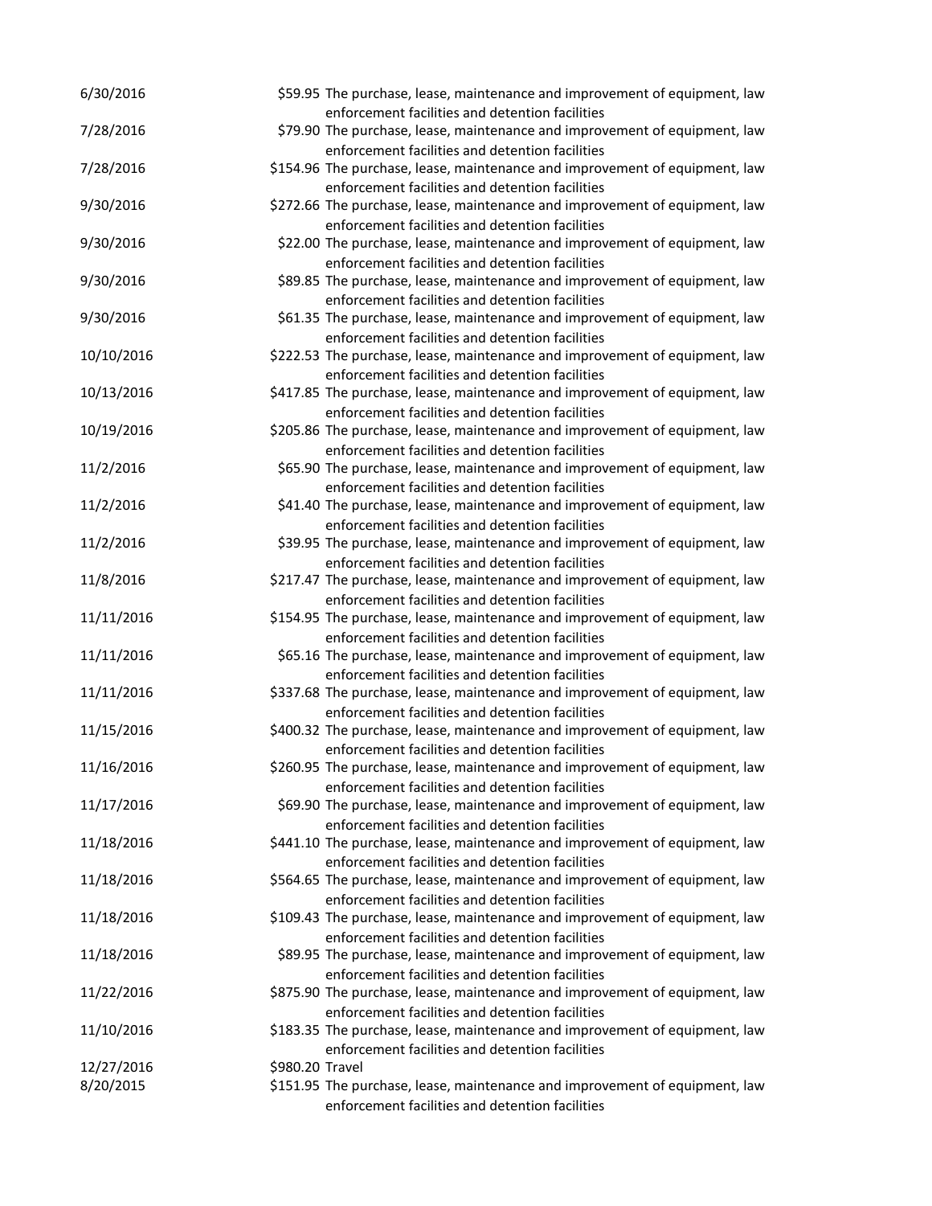| | | |
|---|---|---|
| 6/30/2016 | $59.95 | The purchase, lease, maintenance and improvement of equipment, law enforcement facilities and detention facilities |
| 7/28/2016 | $79.90 | The purchase, lease, maintenance and improvement of equipment, law enforcement facilities and detention facilities |
| 7/28/2016 | $154.96 | The purchase, lease, maintenance and improvement of equipment, law enforcement facilities and detention facilities |
| 9/30/2016 | $272.66 | The purchase, lease, maintenance and improvement of equipment, law enforcement facilities and detention facilities |
| 9/30/2016 | $22.00 | The purchase, lease, maintenance and improvement of equipment, law enforcement facilities and detention facilities |
| 9/30/2016 | $89.85 | The purchase, lease, maintenance and improvement of equipment, law enforcement facilities and detention facilities |
| 9/30/2016 | $61.35 | The purchase, lease, maintenance and improvement of equipment, law enforcement facilities and detention facilities |
| 10/10/2016 | $222.53 | The purchase, lease, maintenance and improvement of equipment, law enforcement facilities and detention facilities |
| 10/13/2016 | $417.85 | The purchase, lease, maintenance and improvement of equipment, law enforcement facilities and detention facilities |
| 10/19/2016 | $205.86 | The purchase, lease, maintenance and improvement of equipment, law enforcement facilities and detention facilities |
| 11/2/2016 | $65.90 | The purchase, lease, maintenance and improvement of equipment, law enforcement facilities and detention facilities |
| 11/2/2016 | $41.40 | The purchase, lease, maintenance and improvement of equipment, law enforcement facilities and detention facilities |
| 11/2/2016 | $39.95 | The purchase, lease, maintenance and improvement of equipment, law enforcement facilities and detention facilities |
| 11/8/2016 | $217.47 | The purchase, lease, maintenance and improvement of equipment, law enforcement facilities and detention facilities |
| 11/11/2016 | $154.95 | The purchase, lease, maintenance and improvement of equipment, law enforcement facilities and detention facilities |
| 11/11/2016 | $65.16 | The purchase, lease, maintenance and improvement of equipment, law enforcement facilities and detention facilities |
| 11/11/2016 | $337.68 | The purchase, lease, maintenance and improvement of equipment, law enforcement facilities and detention facilities |
| 11/15/2016 | $400.32 | The purchase, lease, maintenance and improvement of equipment, law enforcement facilities and detention facilities |
| 11/16/2016 | $260.95 | The purchase, lease, maintenance and improvement of equipment, law enforcement facilities and detention facilities |
| 11/17/2016 | $69.90 | The purchase, lease, maintenance and improvement of equipment, law enforcement facilities and detention facilities |
| 11/18/2016 | $441.10 | The purchase, lease, maintenance and improvement of equipment, law enforcement facilities and detention facilities |
| 11/18/2016 | $564.65 | The purchase, lease, maintenance and improvement of equipment, law enforcement facilities and detention facilities |
| 11/18/2016 | $109.43 | The purchase, lease, maintenance and improvement of equipment, law enforcement facilities and detention facilities |
| 11/18/2016 | $89.95 | The purchase, lease, maintenance and improvement of equipment, law enforcement facilities and detention facilities |
| 11/22/2016 | $875.90 | The purchase, lease, maintenance and improvement of equipment, law enforcement facilities and detention facilities |
| 11/10/2016 | $183.35 | The purchase, lease, maintenance and improvement of equipment, law enforcement facilities and detention facilities |
| 12/27/2016 | $980.20 | Travel |
| 8/20/2015 | $151.95 | The purchase, lease, maintenance and improvement of equipment, law enforcement facilities and detention facilities |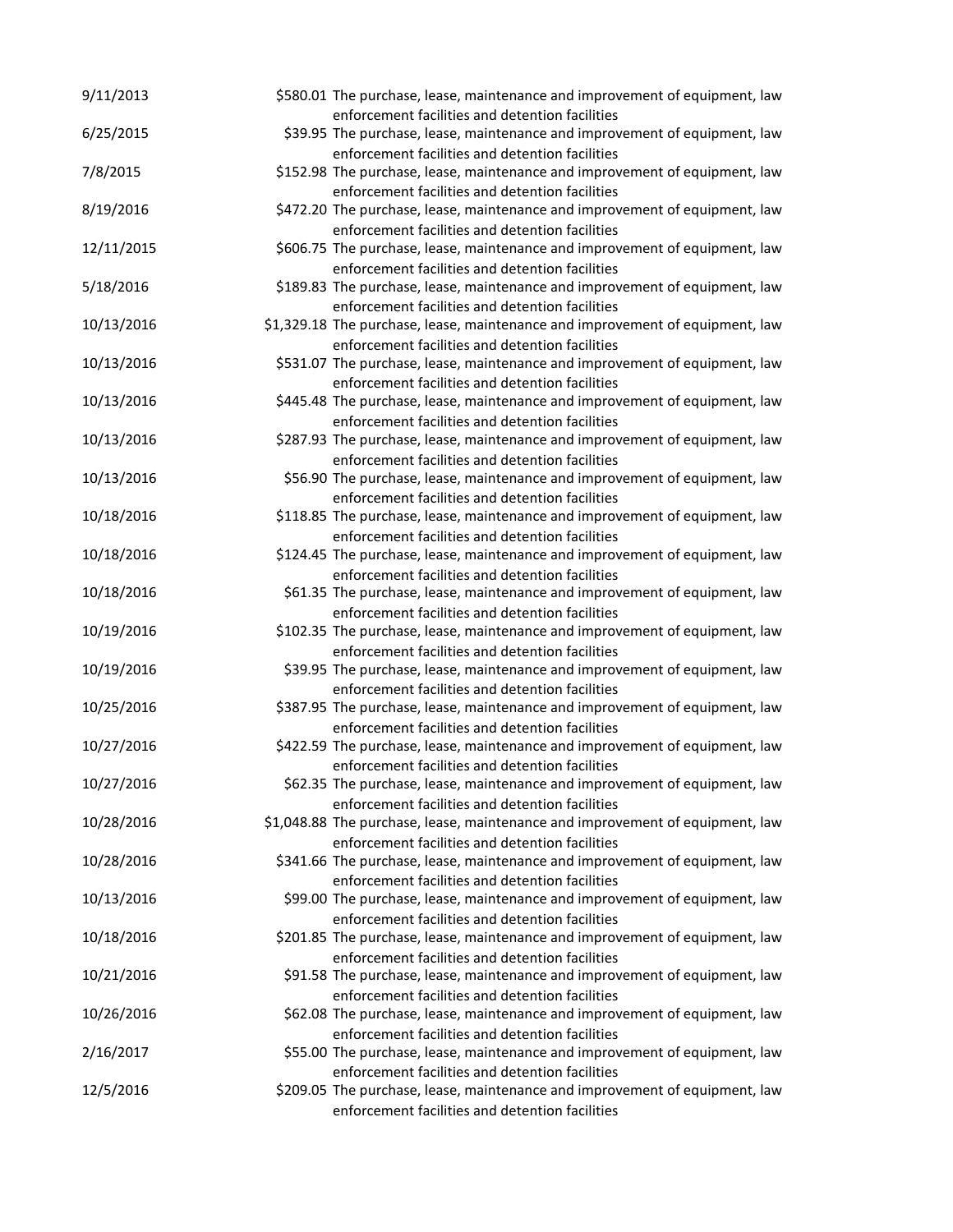| | | |
|---|---|---|
| 9/11/2013 | $580.01 | The purchase, lease, maintenance and improvement of equipment, law enforcement facilities and detention facilities |
| 6/25/2015 | $39.95 | The purchase, lease, maintenance and improvement of equipment, law enforcement facilities and detention facilities |
| 7/8/2015 | $152.98 | The purchase, lease, maintenance and improvement of equipment, law enforcement facilities and detention facilities |
| 8/19/2016 | $472.20 | The purchase, lease, maintenance and improvement of equipment, law enforcement facilities and detention facilities |
| 12/11/2015 | $606.75 | The purchase, lease, maintenance and improvement of equipment, law enforcement facilities and detention facilities |
| 5/18/2016 | $189.83 | The purchase, lease, maintenance and improvement of equipment, law enforcement facilities and detention facilities |
| 10/13/2016 | $1,329.18 | The purchase, lease, maintenance and improvement of equipment, law enforcement facilities and detention facilities |
| 10/13/2016 | $531.07 | The purchase, lease, maintenance and improvement of equipment, law enforcement facilities and detention facilities |
| 10/13/2016 | $445.48 | The purchase, lease, maintenance and improvement of equipment, law enforcement facilities and detention facilities |
| 10/13/2016 | $287.93 | The purchase, lease, maintenance and improvement of equipment, law enforcement facilities and detention facilities |
| 10/13/2016 | $56.90 | The purchase, lease, maintenance and improvement of equipment, law enforcement facilities and detention facilities |
| 10/18/2016 | $118.85 | The purchase, lease, maintenance and improvement of equipment, law enforcement facilities and detention facilities |
| 10/18/2016 | $124.45 | The purchase, lease, maintenance and improvement of equipment, law enforcement facilities and detention facilities |
| 10/18/2016 | $61.35 | The purchase, lease, maintenance and improvement of equipment, law enforcement facilities and detention facilities |
| 10/19/2016 | $102.35 | The purchase, lease, maintenance and improvement of equipment, law enforcement facilities and detention facilities |
| 10/19/2016 | $39.95 | The purchase, lease, maintenance and improvement of equipment, law enforcement facilities and detention facilities |
| 10/25/2016 | $387.95 | The purchase, lease, maintenance and improvement of equipment, law enforcement facilities and detention facilities |
| 10/27/2016 | $422.59 | The purchase, lease, maintenance and improvement of equipment, law enforcement facilities and detention facilities |
| 10/27/2016 | $62.35 | The purchase, lease, maintenance and improvement of equipment, law enforcement facilities and detention facilities |
| 10/28/2016 | $1,048.88 | The purchase, lease, maintenance and improvement of equipment, law enforcement facilities and detention facilities |
| 10/28/2016 | $341.66 | The purchase, lease, maintenance and improvement of equipment, law enforcement facilities and detention facilities |
| 10/13/2016 | $99.00 | The purchase, lease, maintenance and improvement of equipment, law enforcement facilities and detention facilities |
| 10/18/2016 | $201.85 | The purchase, lease, maintenance and improvement of equipment, law enforcement facilities and detention facilities |
| 10/21/2016 | $91.58 | The purchase, lease, maintenance and improvement of equipment, law enforcement facilities and detention facilities |
| 10/26/2016 | $62.08 | The purchase, lease, maintenance and improvement of equipment, law enforcement facilities and detention facilities |
| 2/16/2017 | $55.00 | The purchase, lease, maintenance and improvement of equipment, law enforcement facilities and detention facilities |
| 12/5/2016 | $209.05 | The purchase, lease, maintenance and improvement of equipment, law enforcement facilities and detention facilities |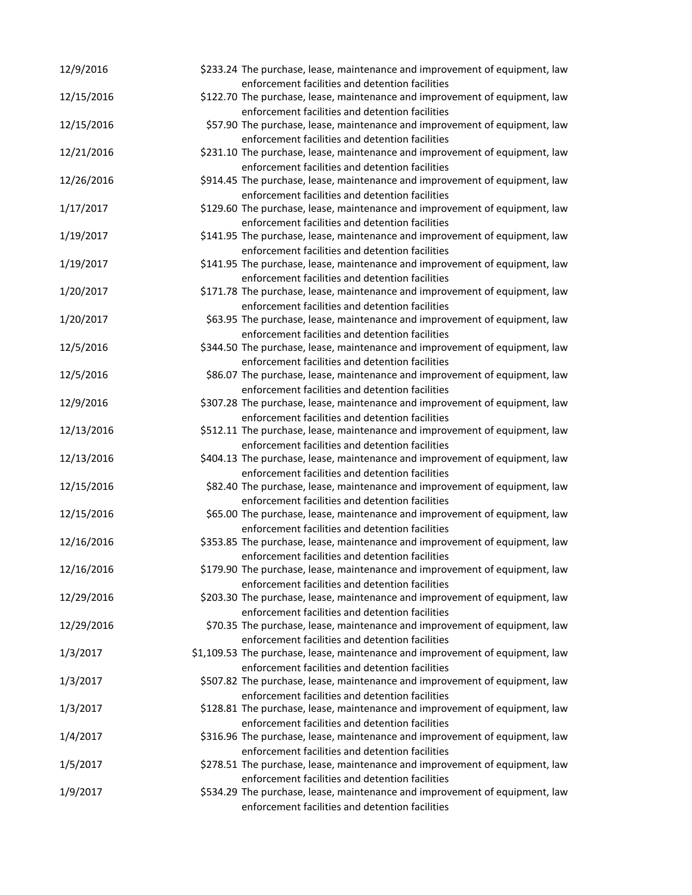| | | |
|---|---|---|
| 12/9/2016 | $233.24 | The purchase, lease, maintenance and improvement of equipment, law enforcement facilities and detention facilities |
| 12/15/2016 | $122.70 | The purchase, lease, maintenance and improvement of equipment, law enforcement facilities and detention facilities |
| 12/15/2016 | $57.90 | The purchase, lease, maintenance and improvement of equipment, law enforcement facilities and detention facilities |
| 12/21/2016 | $231.10 | The purchase, lease, maintenance and improvement of equipment, law enforcement facilities and detention facilities |
| 12/26/2016 | $914.45 | The purchase, lease, maintenance and improvement of equipment, law enforcement facilities and detention facilities |
| 1/17/2017 | $129.60 | The purchase, lease, maintenance and improvement of equipment, law enforcement facilities and detention facilities |
| 1/19/2017 | $141.95 | The purchase, lease, maintenance and improvement of equipment, law enforcement facilities and detention facilities |
| 1/19/2017 | $141.95 | The purchase, lease, maintenance and improvement of equipment, law enforcement facilities and detention facilities |
| 1/20/2017 | $171.78 | The purchase, lease, maintenance and improvement of equipment, law enforcement facilities and detention facilities |
| 1/20/2017 | $63.95 | The purchase, lease, maintenance and improvement of equipment, law enforcement facilities and detention facilities |
| 12/5/2016 | $344.50 | The purchase, lease, maintenance and improvement of equipment, law enforcement facilities and detention facilities |
| 12/5/2016 | $86.07 | The purchase, lease, maintenance and improvement of equipment, law enforcement facilities and detention facilities |
| 12/9/2016 | $307.28 | The purchase, lease, maintenance and improvement of equipment, law enforcement facilities and detention facilities |
| 12/13/2016 | $512.11 | The purchase, lease, maintenance and improvement of equipment, law enforcement facilities and detention facilities |
| 12/13/2016 | $404.13 | The purchase, lease, maintenance and improvement of equipment, law enforcement facilities and detention facilities |
| 12/15/2016 | $82.40 | The purchase, lease, maintenance and improvement of equipment, law enforcement facilities and detention facilities |
| 12/15/2016 | $65.00 | The purchase, lease, maintenance and improvement of equipment, law enforcement facilities and detention facilities |
| 12/16/2016 | $353.85 | The purchase, lease, maintenance and improvement of equipment, law enforcement facilities and detention facilities |
| 12/16/2016 | $179.90 | The purchase, lease, maintenance and improvement of equipment, law enforcement facilities and detention facilities |
| 12/29/2016 | $203.30 | The purchase, lease, maintenance and improvement of equipment, law enforcement facilities and detention facilities |
| 12/29/2016 | $70.35 | The purchase, lease, maintenance and improvement of equipment, law enforcement facilities and detention facilities |
| 1/3/2017 | $1,109.53 | The purchase, lease, maintenance and improvement of equipment, law enforcement facilities and detention facilities |
| 1/3/2017 | $507.82 | The purchase, lease, maintenance and improvement of equipment, law enforcement facilities and detention facilities |
| 1/3/2017 | $128.81 | The purchase, lease, maintenance and improvement of equipment, law enforcement facilities and detention facilities |
| 1/4/2017 | $316.96 | The purchase, lease, maintenance and improvement of equipment, law enforcement facilities and detention facilities |
| 1/5/2017 | $278.51 | The purchase, lease, maintenance and improvement of equipment, law enforcement facilities and detention facilities |
| 1/9/2017 | $534.29 | The purchase, lease, maintenance and improvement of equipment, law enforcement facilities and detention facilities |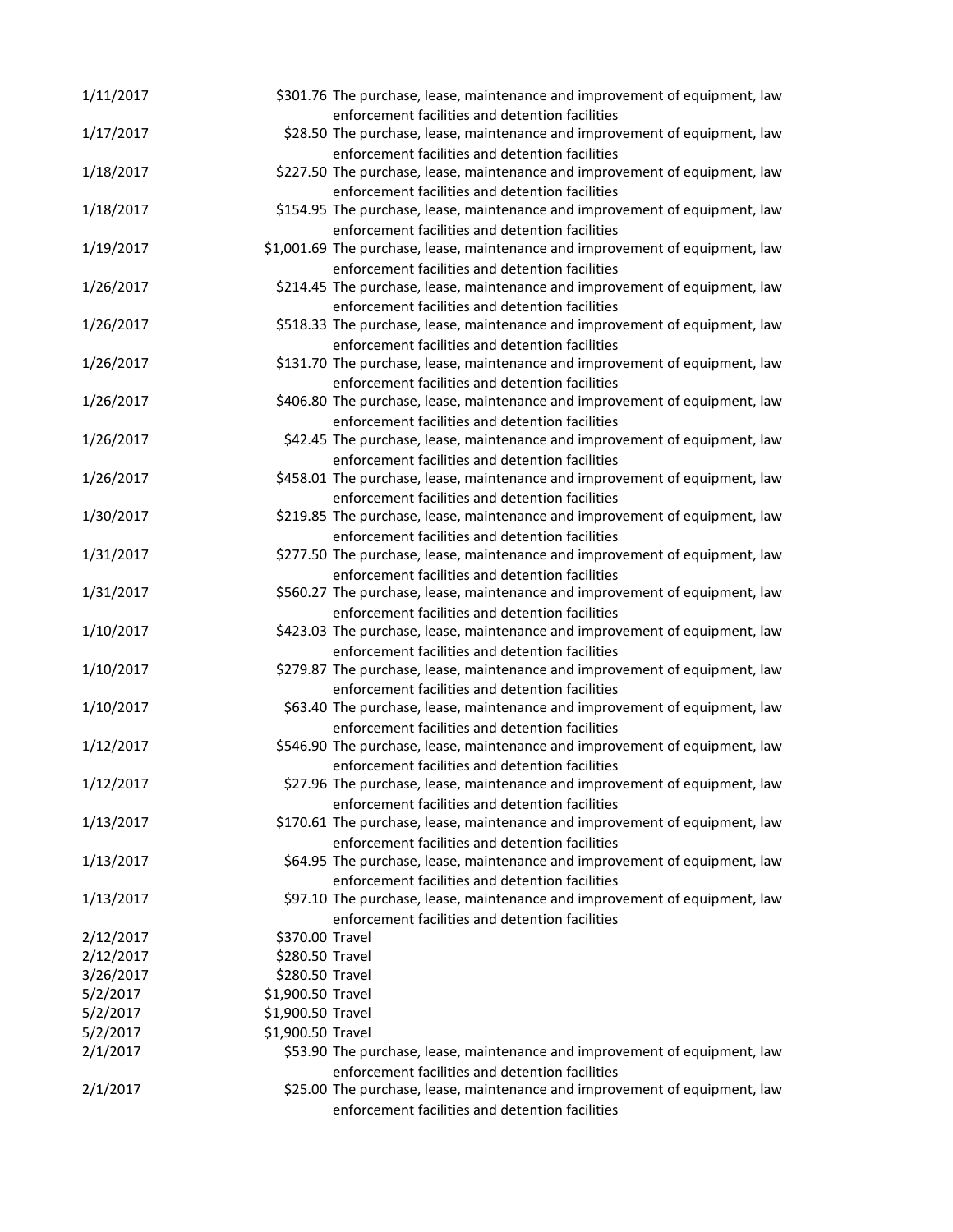| | | |
|---|---|---|
| 1/11/2017 | $301.76 | The purchase, lease, maintenance and improvement of equipment, law enforcement facilities and detention facilities |
| 1/17/2017 | $28.50 | The purchase, lease, maintenance and improvement of equipment, law enforcement facilities and detention facilities |
| 1/18/2017 | $227.50 | The purchase, lease, maintenance and improvement of equipment, law enforcement facilities and detention facilities |
| 1/18/2017 | $154.95 | The purchase, lease, maintenance and improvement of equipment, law enforcement facilities and detention facilities |
| 1/19/2017 | $1,001.69 | The purchase, lease, maintenance and improvement of equipment, law enforcement facilities and detention facilities |
| 1/26/2017 | $214.45 | The purchase, lease, maintenance and improvement of equipment, law enforcement facilities and detention facilities |
| 1/26/2017 | $518.33 | The purchase, lease, maintenance and improvement of equipment, law enforcement facilities and detention facilities |
| 1/26/2017 | $131.70 | The purchase, lease, maintenance and improvement of equipment, law enforcement facilities and detention facilities |
| 1/26/2017 | $406.80 | The purchase, lease, maintenance and improvement of equipment, law enforcement facilities and detention facilities |
| 1/26/2017 | $42.45 | The purchase, lease, maintenance and improvement of equipment, law enforcement facilities and detention facilities |
| 1/26/2017 | $458.01 | The purchase, lease, maintenance and improvement of equipment, law enforcement facilities and detention facilities |
| 1/30/2017 | $219.85 | The purchase, lease, maintenance and improvement of equipment, law enforcement facilities and detention facilities |
| 1/31/2017 | $277.50 | The purchase, lease, maintenance and improvement of equipment, law enforcement facilities and detention facilities |
| 1/31/2017 | $560.27 | The purchase, lease, maintenance and improvement of equipment, law enforcement facilities and detention facilities |
| 1/10/2017 | $423.03 | The purchase, lease, maintenance and improvement of equipment, law enforcement facilities and detention facilities |
| 1/10/2017 | $279.87 | The purchase, lease, maintenance and improvement of equipment, law enforcement facilities and detention facilities |
| 1/10/2017 | $63.40 | The purchase, lease, maintenance and improvement of equipment, law enforcement facilities and detention facilities |
| 1/12/2017 | $546.90 | The purchase, lease, maintenance and improvement of equipment, law enforcement facilities and detention facilities |
| 1/12/2017 | $27.96 | The purchase, lease, maintenance and improvement of equipment, law enforcement facilities and detention facilities |
| 1/13/2017 | $170.61 | The purchase, lease, maintenance and improvement of equipment, law enforcement facilities and detention facilities |
| 1/13/2017 | $64.95 | The purchase, lease, maintenance and improvement of equipment, law enforcement facilities and detention facilities |
| 1/13/2017 | $97.10 | The purchase, lease, maintenance and improvement of equipment, law enforcement facilities and detention facilities |
| 2/12/2017 | $370.00 | Travel |
| 2/12/2017 | $280.50 | Travel |
| 3/26/2017 | $280.50 | Travel |
| 5/2/2017 | $1,900.50 | Travel |
| 5/2/2017 | $1,900.50 | Travel |
| 5/2/2017 | $1,900.50 | Travel |
| 2/1/2017 | $53.90 | The purchase, lease, maintenance and improvement of equipment, law enforcement facilities and detention facilities |
| 2/1/2017 | $25.00 | The purchase, lease, maintenance and improvement of equipment, law enforcement facilities and detention facilities |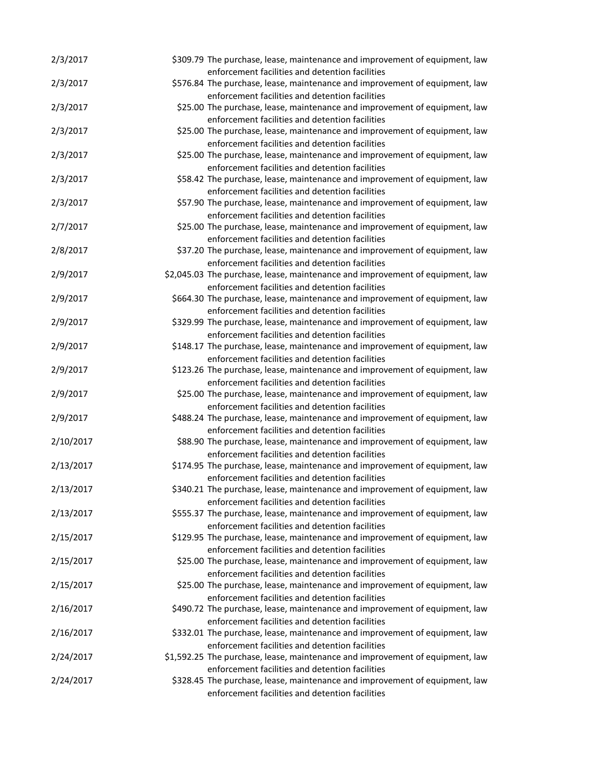| | | |
|---|---|---|
| 2/3/2017 | $309.79 | The purchase, lease, maintenance and improvement of equipment, law enforcement facilities and detention facilities |
| 2/3/2017 | $576.84 | The purchase, lease, maintenance and improvement of equipment, law enforcement facilities and detention facilities |
| 2/3/2017 | $25.00 | The purchase, lease, maintenance and improvement of equipment, law enforcement facilities and detention facilities |
| 2/3/2017 | $25.00 | The purchase, lease, maintenance and improvement of equipment, law enforcement facilities and detention facilities |
| 2/3/2017 | $25.00 | The purchase, lease, maintenance and improvement of equipment, law enforcement facilities and detention facilities |
| 2/3/2017 | $58.42 | The purchase, lease, maintenance and improvement of equipment, law enforcement facilities and detention facilities |
| 2/3/2017 | $57.90 | The purchase, lease, maintenance and improvement of equipment, law enforcement facilities and detention facilities |
| 2/7/2017 | $25.00 | The purchase, lease, maintenance and improvement of equipment, law enforcement facilities and detention facilities |
| 2/8/2017 | $37.20 | The purchase, lease, maintenance and improvement of equipment, law enforcement facilities and detention facilities |
| 2/9/2017 | $2,045.03 | The purchase, lease, maintenance and improvement of equipment, law enforcement facilities and detention facilities |
| 2/9/2017 | $664.30 | The purchase, lease, maintenance and improvement of equipment, law enforcement facilities and detention facilities |
| 2/9/2017 | $329.99 | The purchase, lease, maintenance and improvement of equipment, law enforcement facilities and detention facilities |
| 2/9/2017 | $148.17 | The purchase, lease, maintenance and improvement of equipment, law enforcement facilities and detention facilities |
| 2/9/2017 | $123.26 | The purchase, lease, maintenance and improvement of equipment, law enforcement facilities and detention facilities |
| 2/9/2017 | $25.00 | The purchase, lease, maintenance and improvement of equipment, law enforcement facilities and detention facilities |
| 2/9/2017 | $488.24 | The purchase, lease, maintenance and improvement of equipment, law enforcement facilities and detention facilities |
| 2/10/2017 | $88.90 | The purchase, lease, maintenance and improvement of equipment, law enforcement facilities and detention facilities |
| 2/13/2017 | $174.95 | The purchase, lease, maintenance and improvement of equipment, law enforcement facilities and detention facilities |
| 2/13/2017 | $340.21 | The purchase, lease, maintenance and improvement of equipment, law enforcement facilities and detention facilities |
| 2/13/2017 | $555.37 | The purchase, lease, maintenance and improvement of equipment, law enforcement facilities and detention facilities |
| 2/15/2017 | $129.95 | The purchase, lease, maintenance and improvement of equipment, law enforcement facilities and detention facilities |
| 2/15/2017 | $25.00 | The purchase, lease, maintenance and improvement of equipment, law enforcement facilities and detention facilities |
| 2/15/2017 | $25.00 | The purchase, lease, maintenance and improvement of equipment, law enforcement facilities and detention facilities |
| 2/16/2017 | $490.72 | The purchase, lease, maintenance and improvement of equipment, law enforcement facilities and detention facilities |
| 2/16/2017 | $332.01 | The purchase, lease, maintenance and improvement of equipment, law enforcement facilities and detention facilities |
| 2/24/2017 | $1,592.25 | The purchase, lease, maintenance and improvement of equipment, law enforcement facilities and detention facilities |
| 2/24/2017 | $328.45 | The purchase, lease, maintenance and improvement of equipment, law enforcement facilities and detention facilities |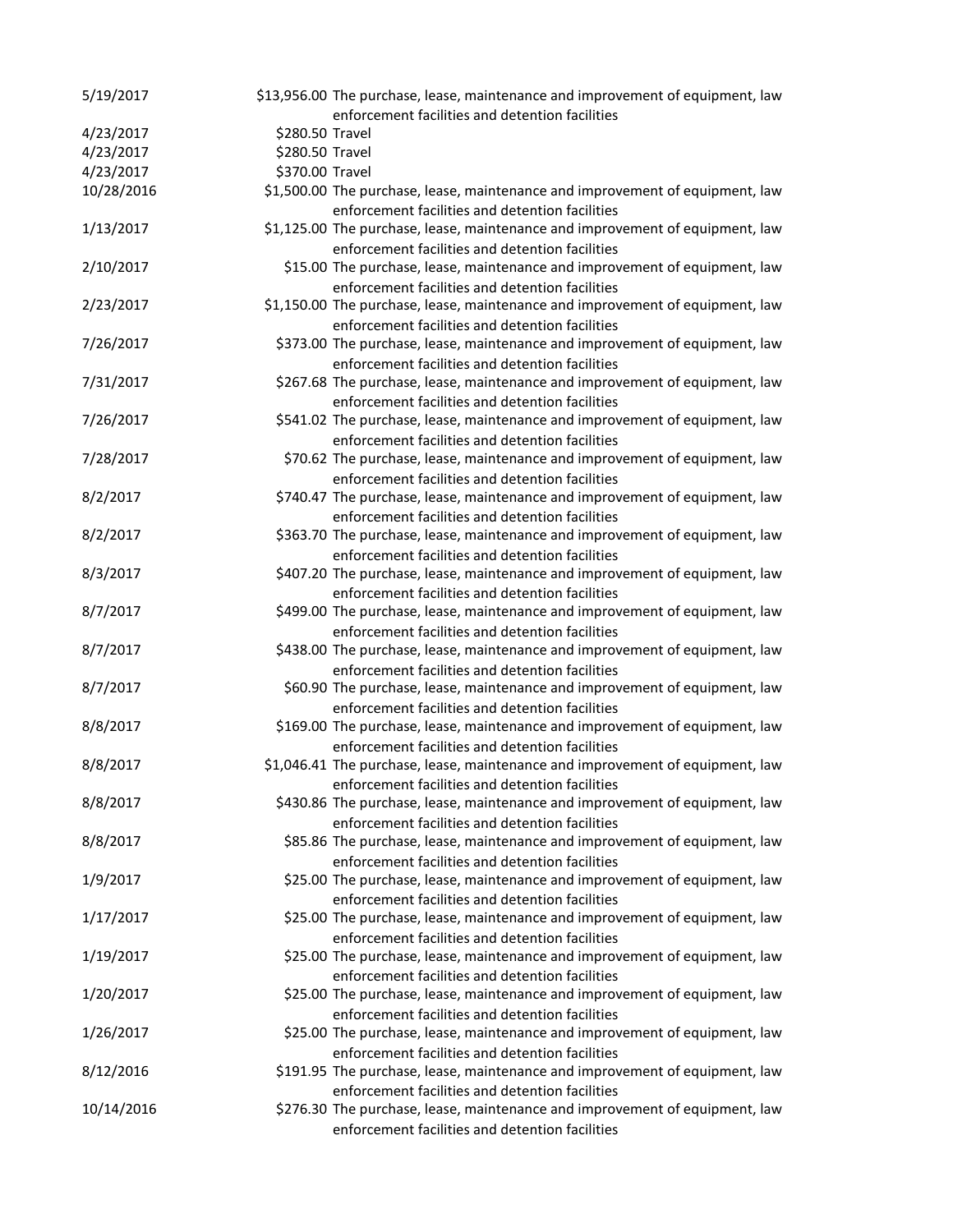| | | |
|---|---|---|
| 5/19/2017 | $13,956.00 | The purchase, lease, maintenance and improvement of equipment, law enforcement facilities and detention facilities |
| 4/23/2017 | $280.50 | Travel |
| 4/23/2017 | $280.50 | Travel |
| 4/23/2017 | $370.00 | Travel |
| 10/28/2016 | $1,500.00 | The purchase, lease, maintenance and improvement of equipment, law enforcement facilities and detention facilities |
| 1/13/2017 | $1,125.00 | The purchase, lease, maintenance and improvement of equipment, law enforcement facilities and detention facilities |
| 2/10/2017 | $15.00 | The purchase, lease, maintenance and improvement of equipment, law enforcement facilities and detention facilities |
| 2/23/2017 | $1,150.00 | The purchase, lease, maintenance and improvement of equipment, law enforcement facilities and detention facilities |
| 7/26/2017 | $373.00 | The purchase, lease, maintenance and improvement of equipment, law enforcement facilities and detention facilities |
| 7/31/2017 | $267.68 | The purchase, lease, maintenance and improvement of equipment, law enforcement facilities and detention facilities |
| 7/26/2017 | $541.02 | The purchase, lease, maintenance and improvement of equipment, law enforcement facilities and detention facilities |
| 7/28/2017 | $70.62 | The purchase, lease, maintenance and improvement of equipment, law enforcement facilities and detention facilities |
| 8/2/2017 | $740.47 | The purchase, lease, maintenance and improvement of equipment, law enforcement facilities and detention facilities |
| 8/2/2017 | $363.70 | The purchase, lease, maintenance and improvement of equipment, law enforcement facilities and detention facilities |
| 8/3/2017 | $407.20 | The purchase, lease, maintenance and improvement of equipment, law enforcement facilities and detention facilities |
| 8/7/2017 | $499.00 | The purchase, lease, maintenance and improvement of equipment, law enforcement facilities and detention facilities |
| 8/7/2017 | $438.00 | The purchase, lease, maintenance and improvement of equipment, law enforcement facilities and detention facilities |
| 8/7/2017 | $60.90 | The purchase, lease, maintenance and improvement of equipment, law enforcement facilities and detention facilities |
| 8/8/2017 | $169.00 | The purchase, lease, maintenance and improvement of equipment, law enforcement facilities and detention facilities |
| 8/8/2017 | $1,046.41 | The purchase, lease, maintenance and improvement of equipment, law enforcement facilities and detention facilities |
| 8/8/2017 | $430.86 | The purchase, lease, maintenance and improvement of equipment, law enforcement facilities and detention facilities |
| 8/8/2017 | $85.86 | The purchase, lease, maintenance and improvement of equipment, law enforcement facilities and detention facilities |
| 1/9/2017 | $25.00 | The purchase, lease, maintenance and improvement of equipment, law enforcement facilities and detention facilities |
| 1/17/2017 | $25.00 | The purchase, lease, maintenance and improvement of equipment, law enforcement facilities and detention facilities |
| 1/19/2017 | $25.00 | The purchase, lease, maintenance and improvement of equipment, law enforcement facilities and detention facilities |
| 1/20/2017 | $25.00 | The purchase, lease, maintenance and improvement of equipment, law enforcement facilities and detention facilities |
| 1/26/2017 | $25.00 | The purchase, lease, maintenance and improvement of equipment, law enforcement facilities and detention facilities |
| 8/12/2016 | $191.95 | The purchase, lease, maintenance and improvement of equipment, law enforcement facilities and detention facilities |
| 10/14/2016 | $276.30 | The purchase, lease, maintenance and improvement of equipment, law enforcement facilities and detention facilities |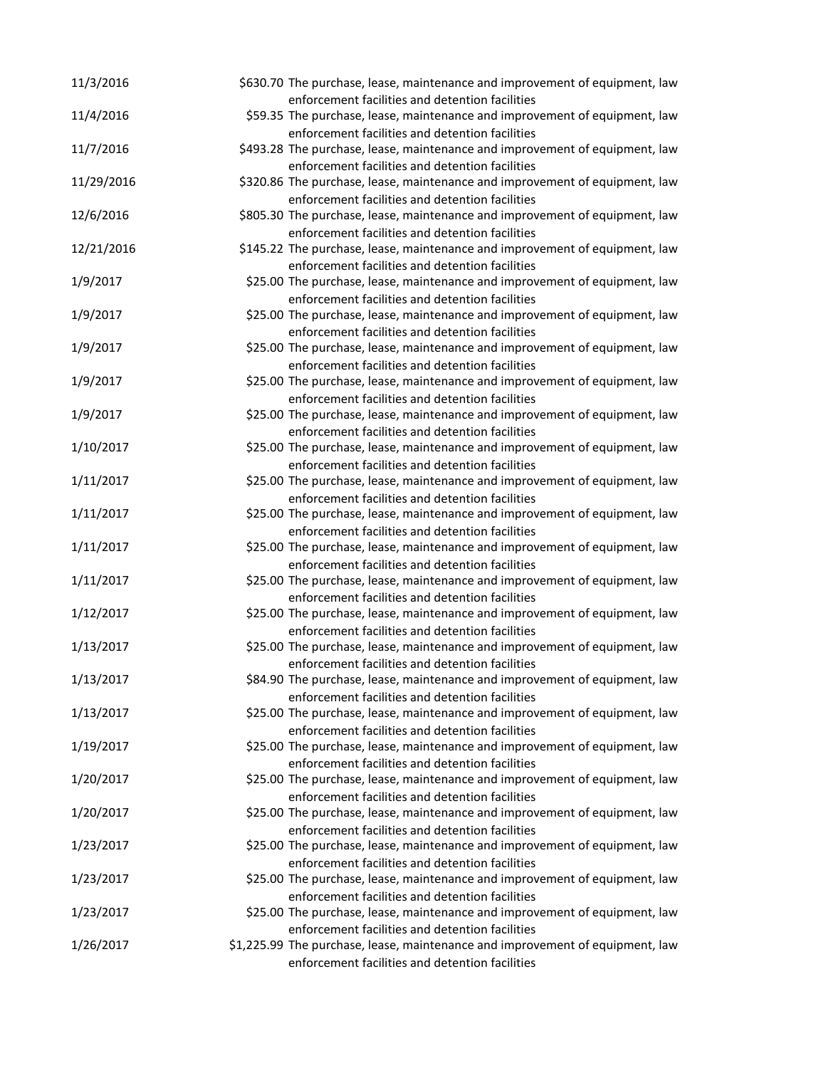| | | |
|---|---|---|
| 11/3/2016 | $630.70 | The purchase, lease, maintenance and improvement of equipment, law enforcement facilities and detention facilities |
| 11/4/2016 | $59.35 | The purchase, lease, maintenance and improvement of equipment, law enforcement facilities and detention facilities |
| 11/7/2016 | $493.28 | The purchase, lease, maintenance and improvement of equipment, law enforcement facilities and detention facilities |
| 11/29/2016 | $320.86 | The purchase, lease, maintenance and improvement of equipment, law enforcement facilities and detention facilities |
| 12/6/2016 | $805.30 | The purchase, lease, maintenance and improvement of equipment, law enforcement facilities and detention facilities |
| 12/21/2016 | $145.22 | The purchase, lease, maintenance and improvement of equipment, law enforcement facilities and detention facilities |
| 1/9/2017 | $25.00 | The purchase, lease, maintenance and improvement of equipment, law enforcement facilities and detention facilities |
| 1/9/2017 | $25.00 | The purchase, lease, maintenance and improvement of equipment, law enforcement facilities and detention facilities |
| 1/9/2017 | $25.00 | The purchase, lease, maintenance and improvement of equipment, law enforcement facilities and detention facilities |
| 1/9/2017 | $25.00 | The purchase, lease, maintenance and improvement of equipment, law enforcement facilities and detention facilities |
| 1/9/2017 | $25.00 | The purchase, lease, maintenance and improvement of equipment, law enforcement facilities and detention facilities |
| 1/10/2017 | $25.00 | The purchase, lease, maintenance and improvement of equipment, law enforcement facilities and detention facilities |
| 1/11/2017 | $25.00 | The purchase, lease, maintenance and improvement of equipment, law enforcement facilities and detention facilities |
| 1/11/2017 | $25.00 | The purchase, lease, maintenance and improvement of equipment, law enforcement facilities and detention facilities |
| 1/11/2017 | $25.00 | The purchase, lease, maintenance and improvement of equipment, law enforcement facilities and detention facilities |
| 1/11/2017 | $25.00 | The purchase, lease, maintenance and improvement of equipment, law enforcement facilities and detention facilities |
| 1/12/2017 | $25.00 | The purchase, lease, maintenance and improvement of equipment, law enforcement facilities and detention facilities |
| 1/13/2017 | $25.00 | The purchase, lease, maintenance and improvement of equipment, law enforcement facilities and detention facilities |
| 1/13/2017 | $84.90 | The purchase, lease, maintenance and improvement of equipment, law enforcement facilities and detention facilities |
| 1/13/2017 | $25.00 | The purchase, lease, maintenance and improvement of equipment, law enforcement facilities and detention facilities |
| 1/19/2017 | $25.00 | The purchase, lease, maintenance and improvement of equipment, law enforcement facilities and detention facilities |
| 1/20/2017 | $25.00 | The purchase, lease, maintenance and improvement of equipment, law enforcement facilities and detention facilities |
| 1/20/2017 | $25.00 | The purchase, lease, maintenance and improvement of equipment, law enforcement facilities and detention facilities |
| 1/23/2017 | $25.00 | The purchase, lease, maintenance and improvement of equipment, law enforcement facilities and detention facilities |
| 1/23/2017 | $25.00 | The purchase, lease, maintenance and improvement of equipment, law enforcement facilities and detention facilities |
| 1/23/2017 | $25.00 | The purchase, lease, maintenance and improvement of equipment, law enforcement facilities and detention facilities |
| 1/26/2017 | $1,225.99 | The purchase, lease, maintenance and improvement of equipment, law enforcement facilities and detention facilities |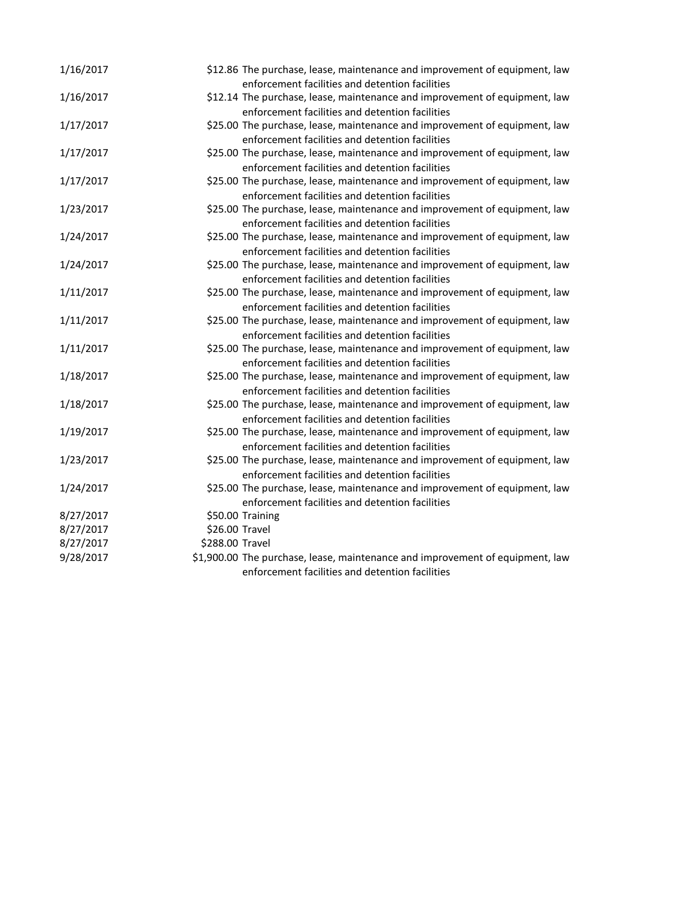| | | |
|---|---|---|
| 1/16/2017 | $12.86 | The purchase, lease, maintenance and improvement of equipment, law enforcement facilities and detention facilities |
| 1/16/2017 | $12.14 | The purchase, lease, maintenance and improvement of equipment, law enforcement facilities and detention facilities |
| 1/17/2017 | $25.00 | The purchase, lease, maintenance and improvement of equipment, law enforcement facilities and detention facilities |
| 1/17/2017 | $25.00 | The purchase, lease, maintenance and improvement of equipment, law enforcement facilities and detention facilities |
| 1/17/2017 | $25.00 | The purchase, lease, maintenance and improvement of equipment, law enforcement facilities and detention facilities |
| 1/23/2017 | $25.00 | The purchase, lease, maintenance and improvement of equipment, law enforcement facilities and detention facilities |
| 1/24/2017 | $25.00 | The purchase, lease, maintenance and improvement of equipment, law enforcement facilities and detention facilities |
| 1/24/2017 | $25.00 | The purchase, lease, maintenance and improvement of equipment, law enforcement facilities and detention facilities |
| 1/11/2017 | $25.00 | The purchase, lease, maintenance and improvement of equipment, law enforcement facilities and detention facilities |
| 1/11/2017 | $25.00 | The purchase, lease, maintenance and improvement of equipment, law enforcement facilities and detention facilities |
| 1/11/2017 | $25.00 | The purchase, lease, maintenance and improvement of equipment, law enforcement facilities and detention facilities |
| 1/18/2017 | $25.00 | The purchase, lease, maintenance and improvement of equipment, law enforcement facilities and detention facilities |
| 1/18/2017 | $25.00 | The purchase, lease, maintenance and improvement of equipment, law enforcement facilities and detention facilities |
| 1/19/2017 | $25.00 | The purchase, lease, maintenance and improvement of equipment, law enforcement facilities and detention facilities |
| 1/23/2017 | $25.00 | The purchase, lease, maintenance and improvement of equipment, law enforcement facilities and detention facilities |
| 1/24/2017 | $25.00 | The purchase, lease, maintenance and improvement of equipment, law enforcement facilities and detention facilities |
| 8/27/2017 | $50.00 | Training |
| 8/27/2017 | $26.00 | Travel |
| 8/27/2017 | $288.00 | Travel |
| 9/28/2017 | $1,900.00 | The purchase, lease, maintenance and improvement of equipment, law enforcement facilities and detention facilities |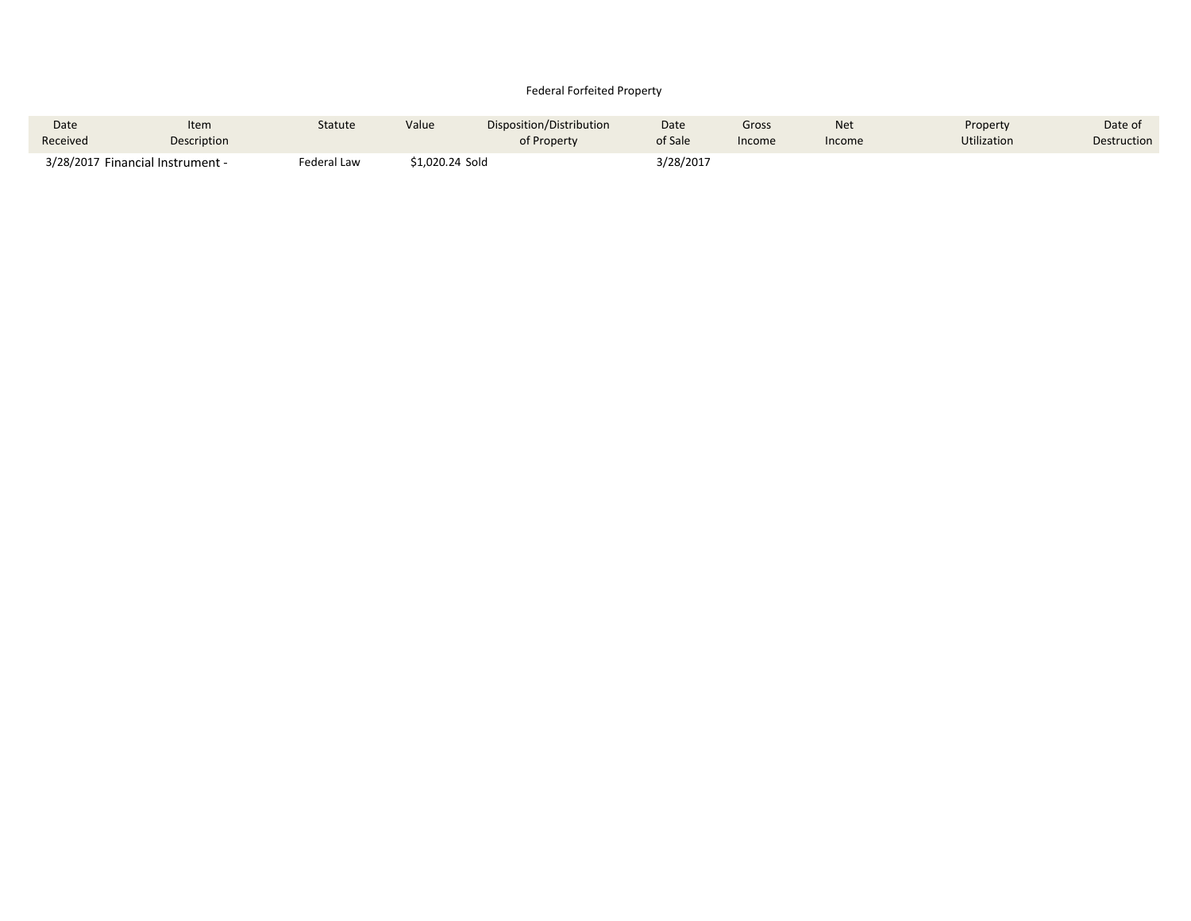Federal Forfeited Property

| Date Received | Item Description | Statute | Value | Disposition/Distribution of Property | Date of Sale | Gross Income | Net Income | Property Utilization | Date of Destruction |
|---|---|---|---|---|---|---|---|---|---|
| 3/28/2017 | Financial Instrument - | Federal Law | $1,020.24 | Sold | 3/28/2017 | | | | |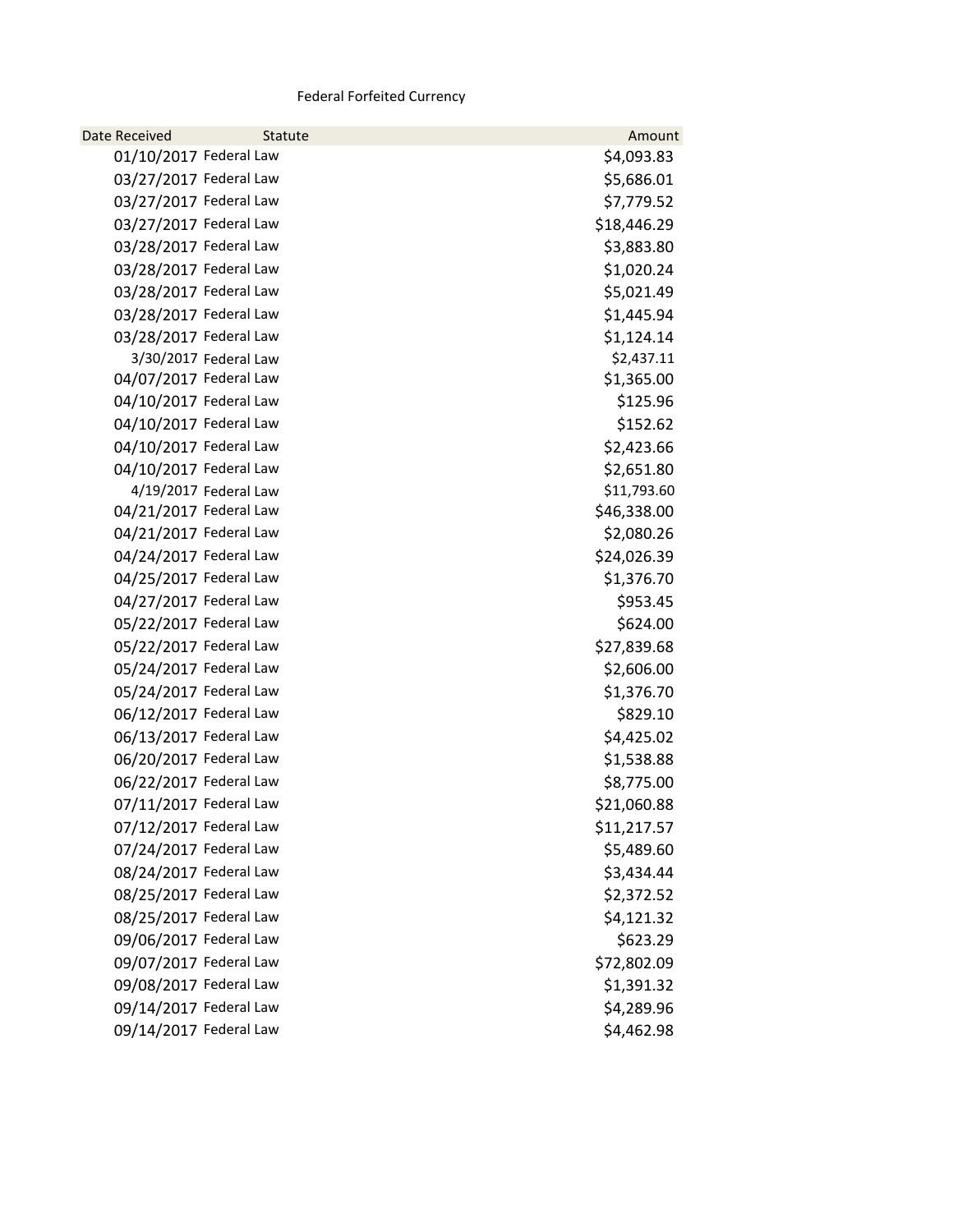Federal Forfeited Currency

| Date Received | Statute | Amount |
| --- | --- | --- |
| 01/10/2017 | Federal Law | $4,093.83 |
| 03/27/2017 | Federal Law | $5,686.01 |
| 03/27/2017 | Federal Law | $7,779.52 |
| 03/27/2017 | Federal Law | $18,446.29 |
| 03/28/2017 | Federal Law | $3,883.80 |
| 03/28/2017 | Federal Law | $1,020.24 |
| 03/28/2017 | Federal Law | $5,021.49 |
| 03/28/2017 | Federal Law | $1,445.94 |
| 03/28/2017 | Federal Law | $1,124.14 |
| 3/30/2017 | Federal Law | $2,437.11 |
| 04/07/2017 | Federal Law | $1,365.00 |
| 04/10/2017 | Federal Law | $125.96 |
| 04/10/2017 | Federal Law | $152.62 |
| 04/10/2017 | Federal Law | $2,423.66 |
| 04/10/2017 | Federal Law | $2,651.80 |
| 4/19/2017 | Federal Law | $11,793.60 |
| 04/21/2017 | Federal Law | $46,338.00 |
| 04/21/2017 | Federal Law | $2,080.26 |
| 04/24/2017 | Federal Law | $24,026.39 |
| 04/25/2017 | Federal Law | $1,376.70 |
| 04/27/2017 | Federal Law | $953.45 |
| 05/22/2017 | Federal Law | $624.00 |
| 05/22/2017 | Federal Law | $27,839.68 |
| 05/24/2017 | Federal Law | $2,606.00 |
| 05/24/2017 | Federal Law | $1,376.70 |
| 06/12/2017 | Federal Law | $829.10 |
| 06/13/2017 | Federal Law | $4,425.02 |
| 06/20/2017 | Federal Law | $1,538.88 |
| 06/22/2017 | Federal Law | $8,775.00 |
| 07/11/2017 | Federal Law | $21,060.88 |
| 07/12/2017 | Federal Law | $11,217.57 |
| 07/24/2017 | Federal Law | $5,489.60 |
| 08/24/2017 | Federal Law | $3,434.44 |
| 08/25/2017 | Federal Law | $2,372.52 |
| 08/25/2017 | Federal Law | $4,121.32 |
| 09/06/2017 | Federal Law | $623.29 |
| 09/07/2017 | Federal Law | $72,802.09 |
| 09/08/2017 | Federal Law | $1,391.32 |
| 09/14/2017 | Federal Law | $4,289.96 |
| 09/14/2017 | Federal Law | $4,462.98 |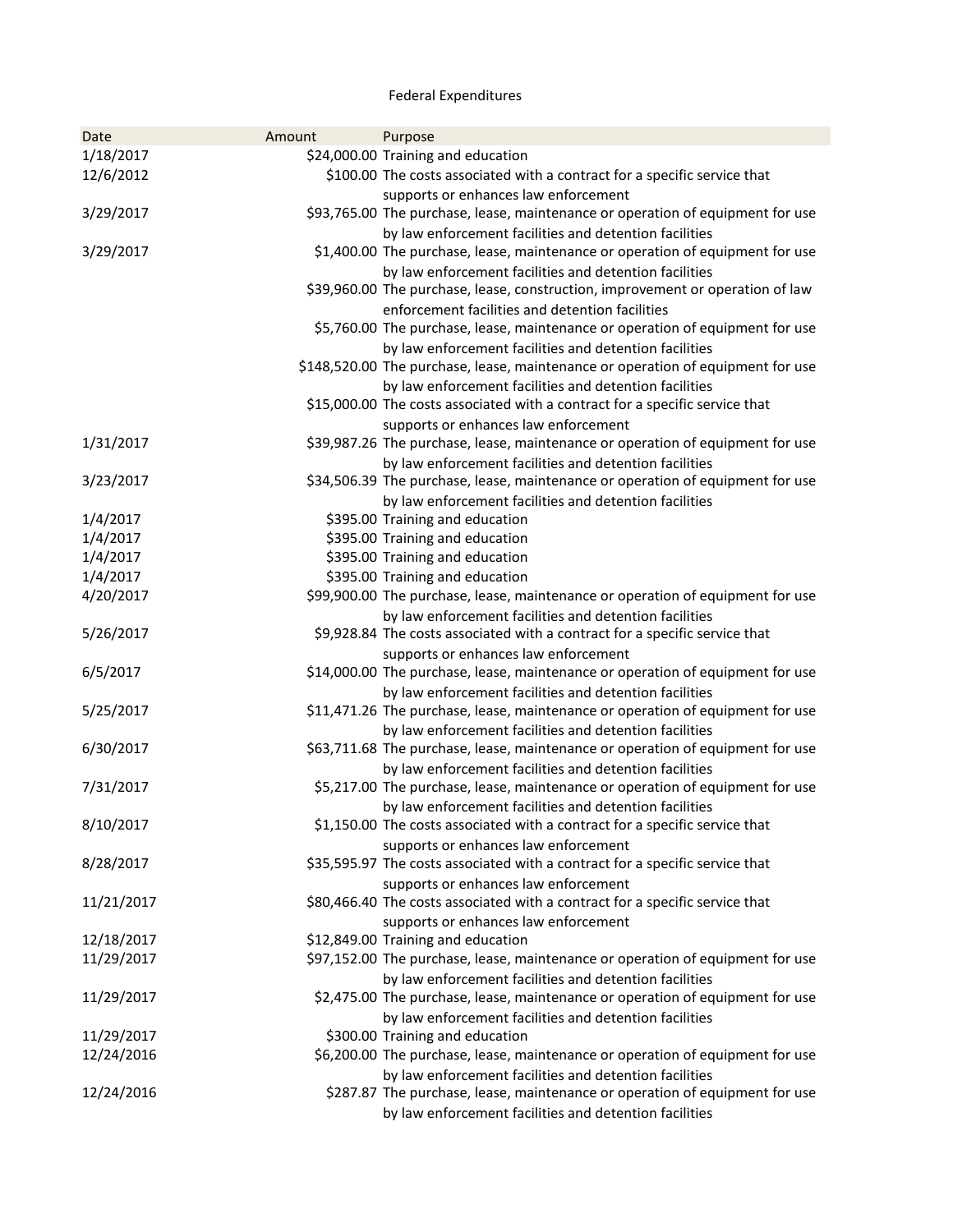# Federal Expenditures

| Date | Amount | Purpose |
|---|---|---|
| 1/18/2017 | $24,000.00 | Training and education |
| 12/6/2012 | $100.00 | The costs associated with a contract for a specific service that supports or enhances law enforcement |
| 3/29/2017 | $93,765.00 | The purchase, lease, maintenance or operation of equipment for use by law enforcement facilities and detention facilities |
| 3/29/2017 | $1,400.00 | The purchase, lease, maintenance or operation of equipment for use by law enforcement facilities and detention facilities |
| | $39,960.00 | The purchase, lease, construction, improvement or operation of law enforcement facilities and detention facilities |
| | $5,760.00 | The purchase, lease, maintenance or operation of equipment for use by law enforcement facilities and detention facilities |
| | $148,520.00 | The purchase, lease, maintenance or operation of equipment for use by law enforcement facilities and detention facilities |
| | $15,000.00 | The costs associated with a contract for a specific service that supports or enhances law enforcement |
| 1/31/2017 | $39,987.26 | The purchase, lease, maintenance or operation of equipment for use by law enforcement facilities and detention facilities |
| 3/23/2017 | $34,506.39 | The purchase, lease, maintenance or operation of equipment for use by law enforcement facilities and detention facilities |
| 1/4/2017 | $395.00 | Training and education |
| 1/4/2017 | $395.00 | Training and education |
| 1/4/2017 | $395.00 | Training and education |
| 1/4/2017 | $395.00 | Training and education |
| 4/20/2017 | $99,900.00 | The purchase, lease, maintenance or operation of equipment for use by law enforcement facilities and detention facilities |
| 5/26/2017 | $9,928.84 | The costs associated with a contract for a specific service that supports or enhances law enforcement |
| 6/5/2017 | $14,000.00 | The purchase, lease, maintenance or operation of equipment for use by law enforcement facilities and detention facilities |
| 5/25/2017 | $11,471.26 | The purchase, lease, maintenance or operation of equipment for use by law enforcement facilities and detention facilities |
| 6/30/2017 | $63,711.68 | The purchase, lease, maintenance or operation of equipment for use by law enforcement facilities and detention facilities |
| 7/31/2017 | $5,217.00 | The purchase, lease, maintenance or operation of equipment for use by law enforcement facilities and detention facilities |
| 8/10/2017 | $1,150.00 | The costs associated with a contract for a specific service that supports or enhances law enforcement |
| 8/28/2017 | $35,595.97 | The costs associated with a contract for a specific service that supports or enhances law enforcement |
| 11/21/2017 | $80,466.40 | The costs associated with a contract for a specific service that supports or enhances law enforcement |
| 12/18/2017 | $12,849.00 | Training and education |
| 11/29/2017 | $97,152.00 | The purchase, lease, maintenance or operation of equipment for use by law enforcement facilities and detention facilities |
| 11/29/2017 | $2,475.00 | The purchase, lease, maintenance or operation of equipment for use by law enforcement facilities and detention facilities |
| 11/29/2017 | $300.00 | Training and education |
| 12/24/2016 | $6,200.00 | The purchase, lease, maintenance or operation of equipment for use by law enforcement facilities and detention facilities |
| 12/24/2016 | $287.87 | The purchase, lease, maintenance or operation of equipment for use by law enforcement facilities and detention facilities |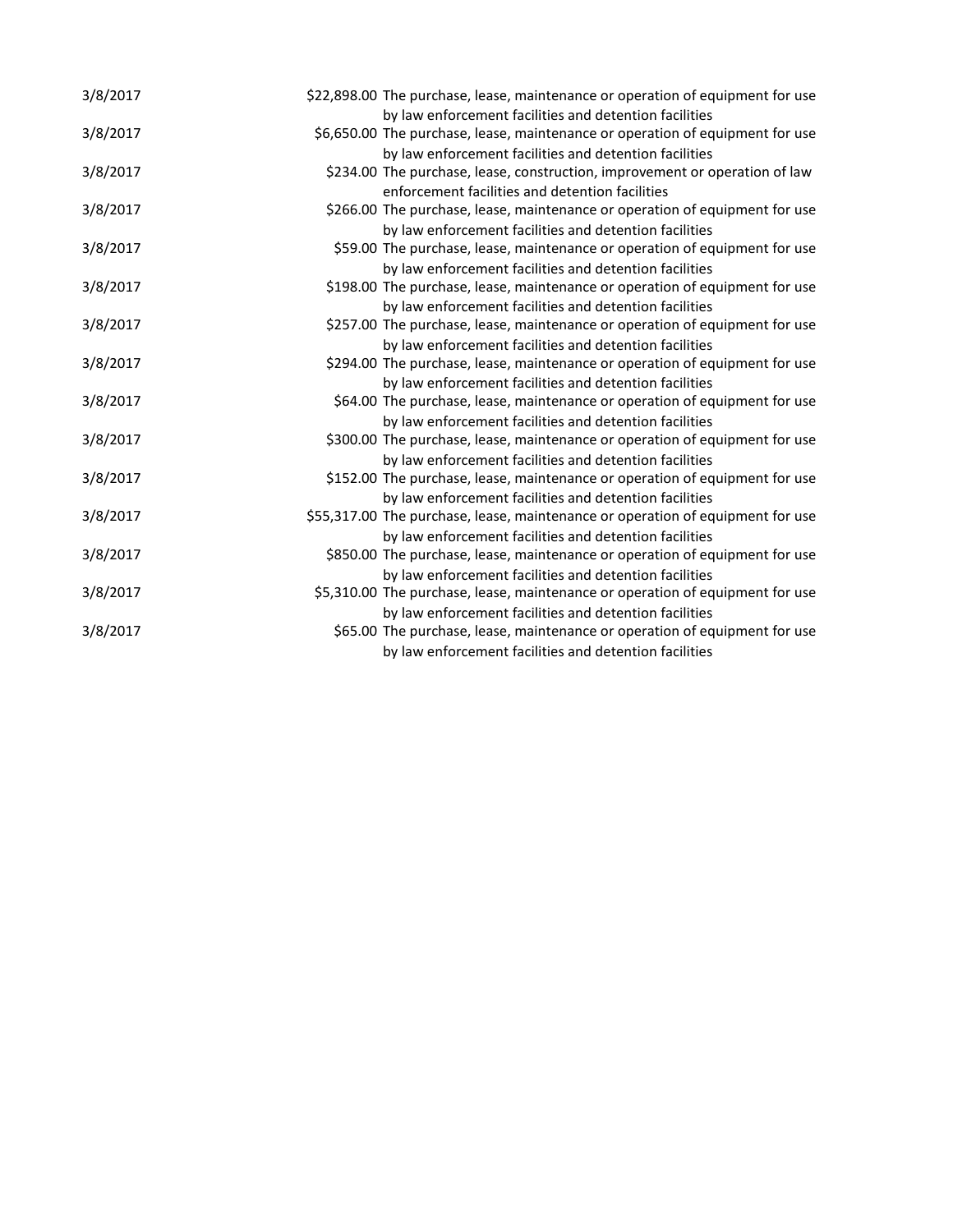| | | |
|---|---|---|
| 3/8/2017 | $22,898.00 | The purchase, lease, maintenance or operation of equipment for use by law enforcement facilities and detention facilities |
| 3/8/2017 | $6,650.00 | The purchase, lease, maintenance or operation of equipment for use by law enforcement facilities and detention facilities |
| 3/8/2017 | $234.00 | The purchase, lease, construction, improvement or operation of law enforcement facilities and detention facilities |
| 3/8/2017 | $266.00 | The purchase, lease, maintenance or operation of equipment for use by law enforcement facilities and detention facilities |
| 3/8/2017 | $59.00 | The purchase, lease, maintenance or operation of equipment for use by law enforcement facilities and detention facilities |
| 3/8/2017 | $198.00 | The purchase, lease, maintenance or operation of equipment for use by law enforcement facilities and detention facilities |
| 3/8/2017 | $257.00 | The purchase, lease, maintenance or operation of equipment for use by law enforcement facilities and detention facilities |
| 3/8/2017 | $294.00 | The purchase, lease, maintenance or operation of equipment for use by law enforcement facilities and detention facilities |
| 3/8/2017 | $64.00 | The purchase, lease, maintenance or operation of equipment for use by law enforcement facilities and detention facilities |
| 3/8/2017 | $300.00 | The purchase, lease, maintenance or operation of equipment for use by law enforcement facilities and detention facilities |
| 3/8/2017 | $152.00 | The purchase, lease, maintenance or operation of equipment for use by law enforcement facilities and detention facilities |
| 3/8/2017 | $55,317.00 | The purchase, lease, maintenance or operation of equipment for use by law enforcement facilities and detention facilities |
| 3/8/2017 | $850.00 | The purchase, lease, maintenance or operation of equipment for use by law enforcement facilities and detention facilities |
| 3/8/2017 | $5,310.00 | The purchase, lease, maintenance or operation of equipment for use by law enforcement facilities and detention facilities |
| 3/8/2017 | $65.00 | The purchase, lease, maintenance or operation of equipment for use by law enforcement facilities and detention facilities |